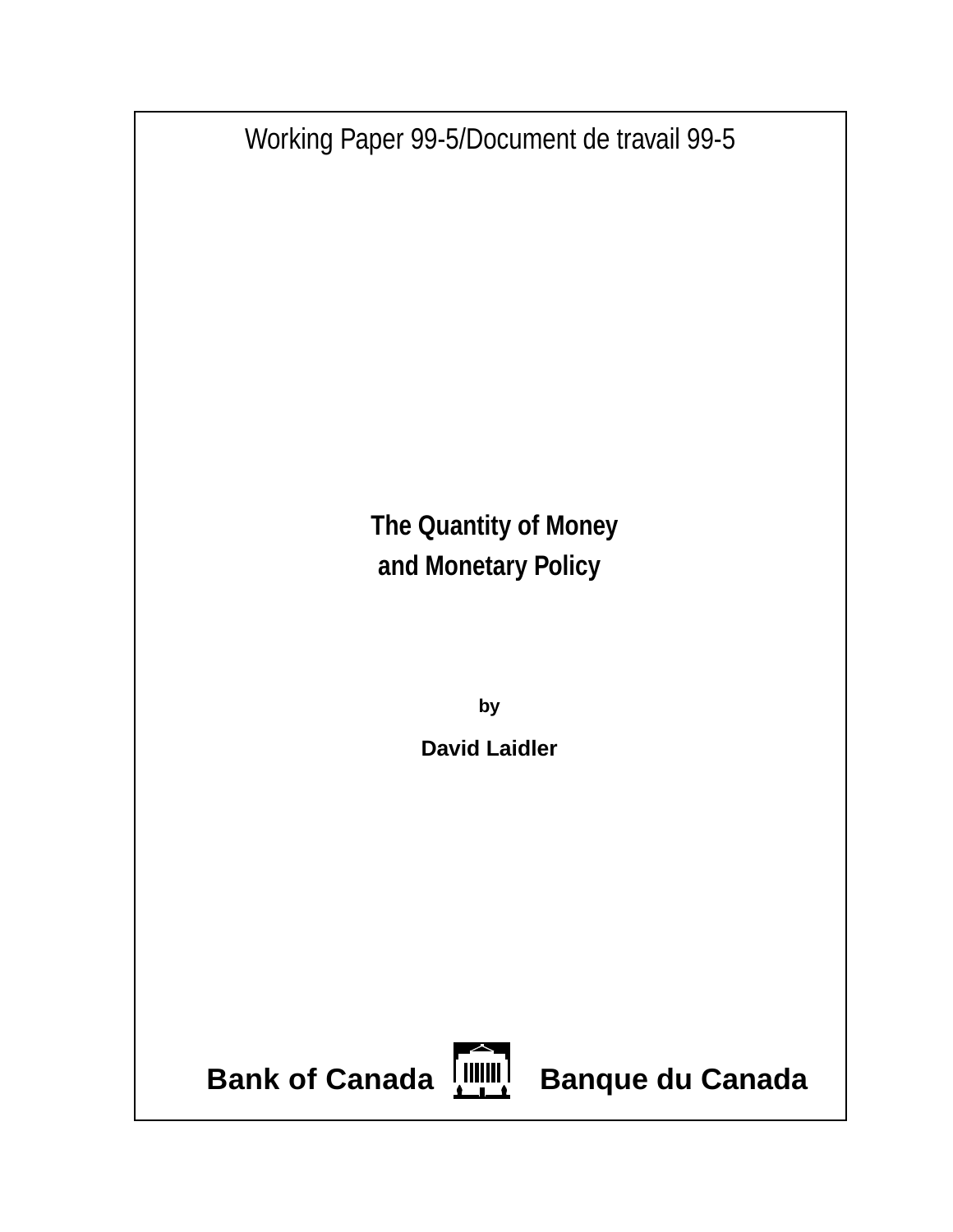Working Paper 99-5/Document de travail 99-5

# The Quantity of Money and Monetary Policy

by

**David Laidler**

**Bank of Canada** **Banque du Canada**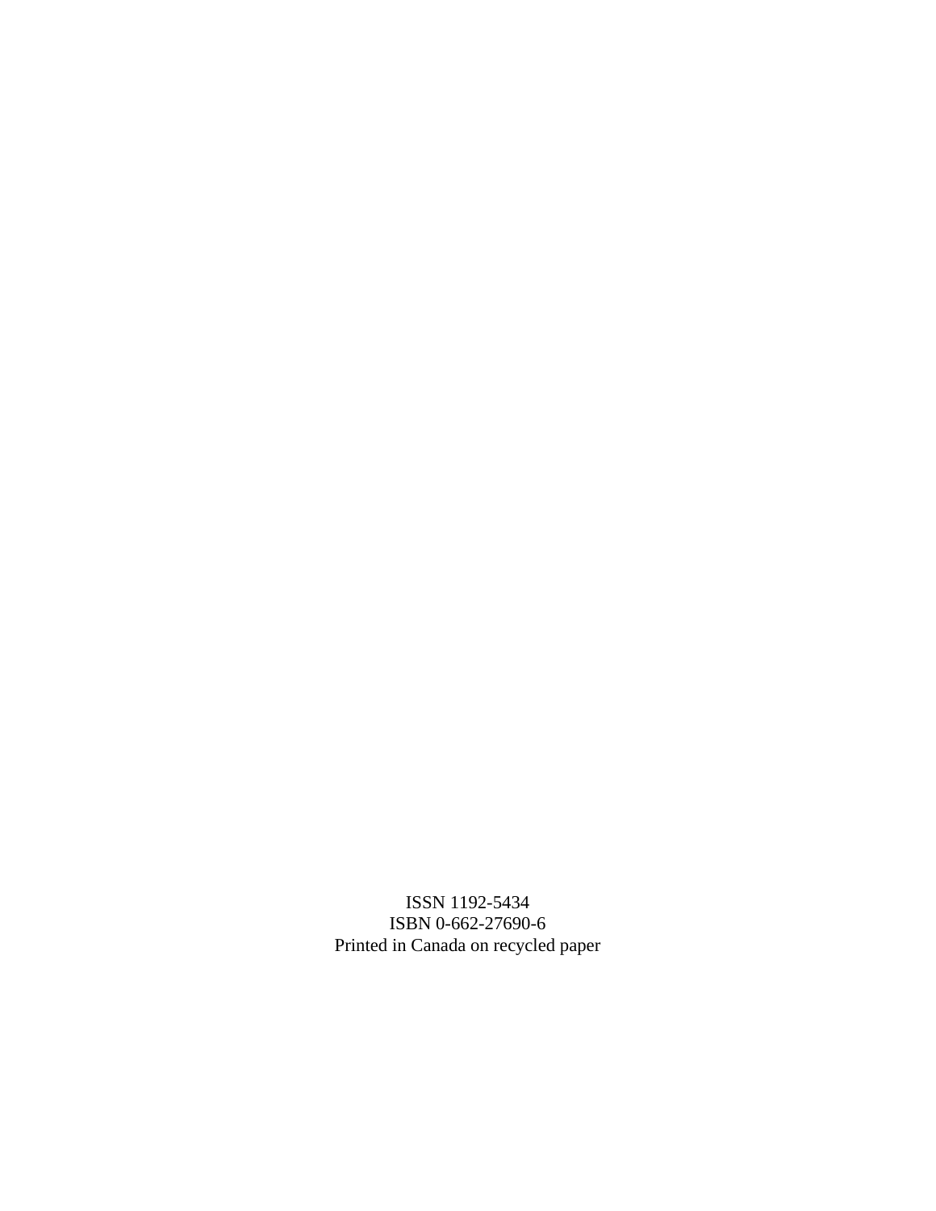ISSN 1192-5434
ISBN 0-662-27690-6
Printed in Canada on recycled paper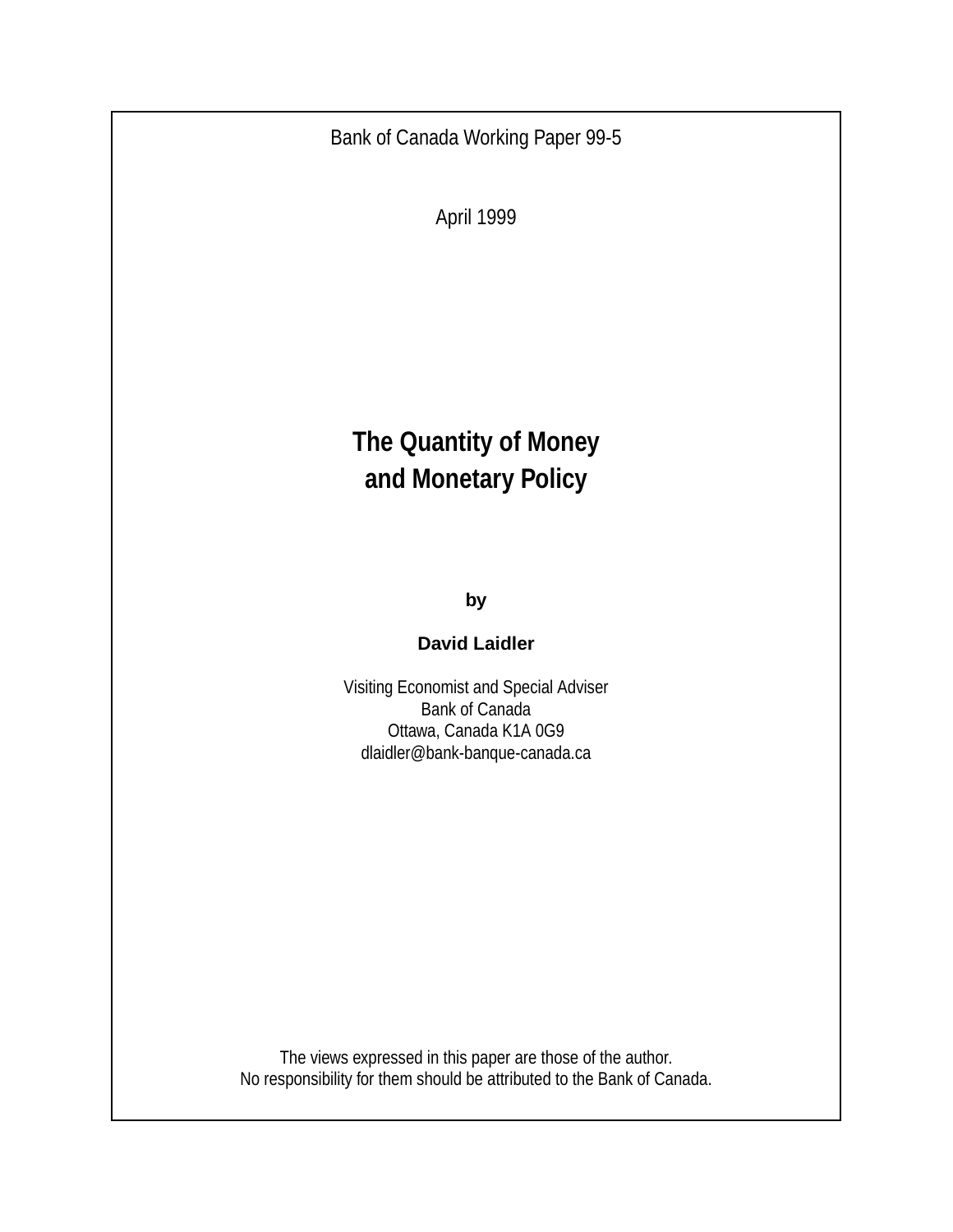Bank of Canada Working Paper 99-5

April 1999

# The Quantity of Money and Monetary Policy

by

**David Laidler**

Visiting Economist and Special Adviser
Bank of Canada
Ottawa, Canada K1A 0G9
dlaidler@bank-banque-canada.ca

The views expressed in this paper are those of the author.
No responsibility for them should be attributed to the Bank of Canada.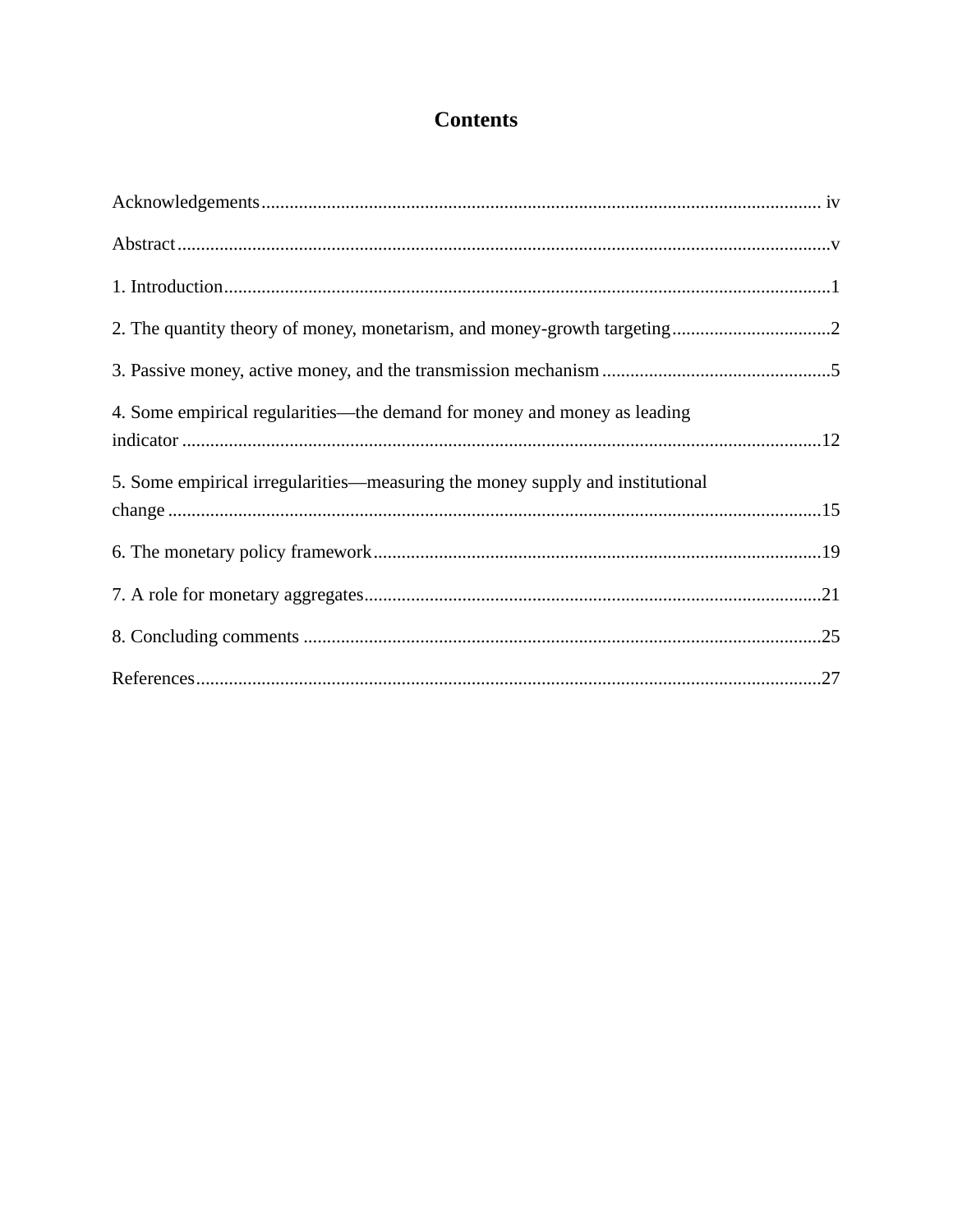# Contents

Acknowledgements ........................................................................................................................ iv

Abstract ...........................................................................................................................................v

1. Introduction .................................................................................................................................1

2. The quantity theory of money, monetarism, and money-growth targeting ..................................2

3. Passive money, active money, and the transmission mechanism .................................................5

4. Some empirical regularities—the demand for money and money as leading indicator .........................................................................................................................................12

5. Some empirical irregularities—measuring the money supply and institutional change ............................................................................................................................................15

6. The monetary policy framework ...............................................................................................19

7. A role for monetary aggregates .................................................................................................21

8. Concluding comments ...............................................................................................................25

References .....................................................................................................................................27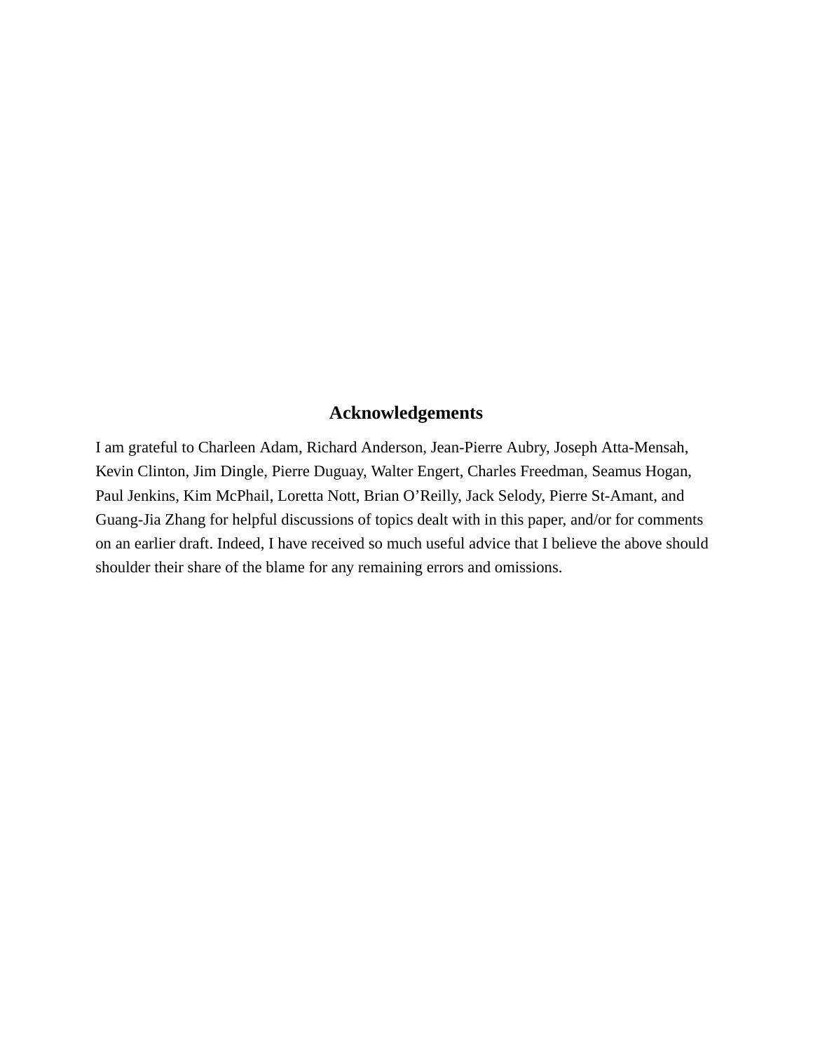## Acknowledgements

I am grateful to Charleen Adam, Richard Anderson, Jean-Pierre Aubry, Joseph Atta-Mensah, Kevin Clinton, Jim Dingle, Pierre Duguay, Walter Engert, Charles Freedman, Seamus Hogan, Paul Jenkins, Kim McPhail, Loretta Nott, Brian O'Reilly, Jack Selody, Pierre St-Amant, and Guang-Jia Zhang for helpful discussions of topics dealt with in this paper, and/or for comments on an earlier draft. Indeed, I have received so much useful advice that I believe the above should shoulder their share of the blame for any remaining errors and omissions.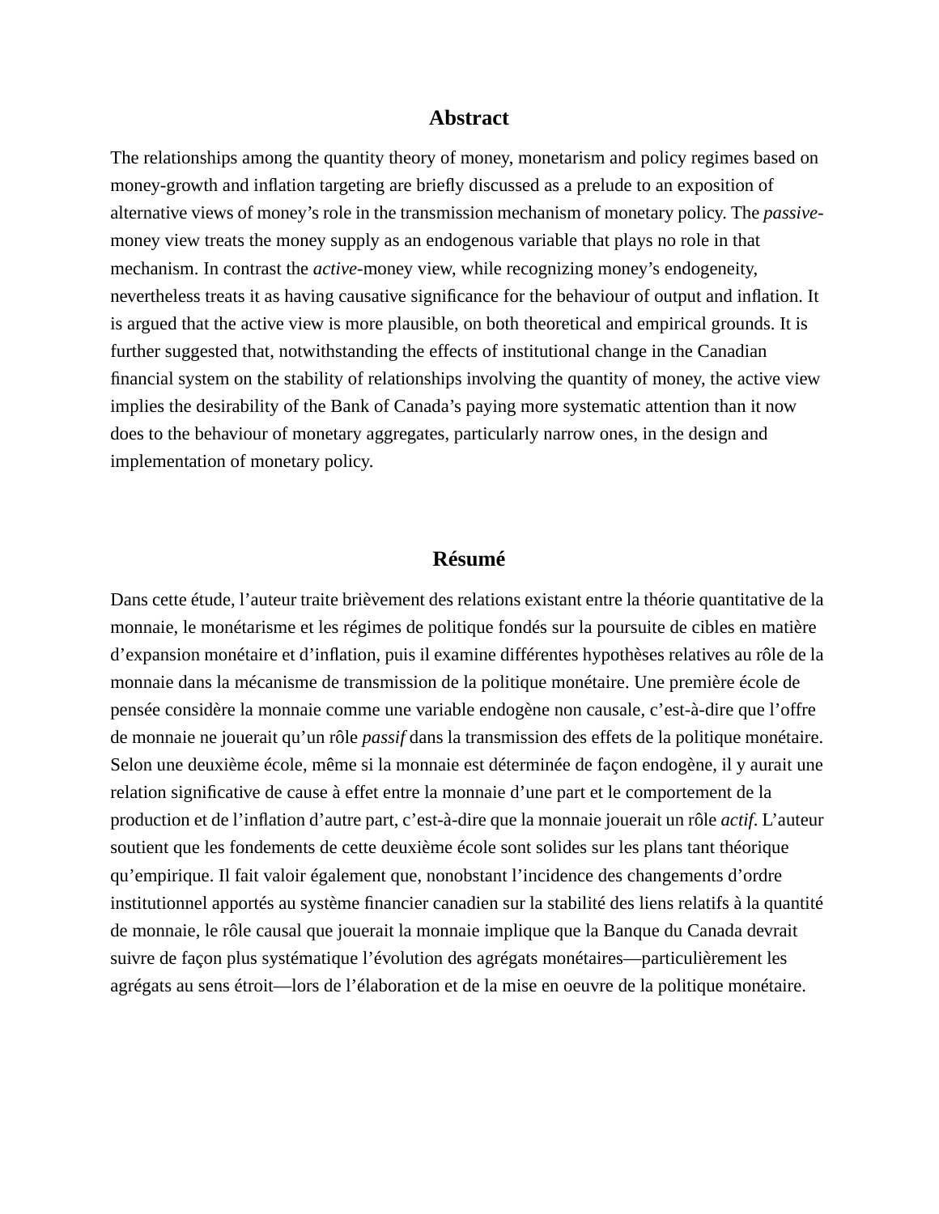## Abstract

The relationships among the quantity theory of money, monetarism and policy regimes based on money-growth and inflation targeting are briefly discussed as a prelude to an exposition of alternative views of money's role in the transmission mechanism of monetary policy. The *passive*-money view treats the money supply as an endogenous variable that plays no role in that mechanism. In contrast the *active*-money view, while recognizing money's endogeneity, nevertheless treats it as having causative significance for the behaviour of output and inflation. It is argued that the active view is more plausible, on both theoretical and empirical grounds. It is further suggested that, notwithstanding the effects of institutional change in the Canadian financial system on the stability of relationships involving the quantity of money, the active view implies the desirability of the Bank of Canada's paying more systematic attention than it now does to the behaviour of monetary aggregates, particularly narrow ones, in the design and implementation of monetary policy.

## Résumé

Dans cette étude, l'auteur traite brièvement des relations existant entre la théorie quantitative de la monnaie, le monétarisme et les régimes de politique fondés sur la poursuite de cibles en matière d'expansion monétaire et d'inflation, puis il examine différentes hypothèses relatives au rôle de la monnaie dans la mécanisme de transmission de la politique monétaire. Une première école de pensée considère la monnaie comme une variable endogène non causale, c'est-à-dire que l'offre de monnaie ne jouerait qu'un rôle *passif* dans la transmission des effets de la politique monétaire. Selon une deuxième école, même si la monnaie est déterminée de façon endogène, il y aurait une relation significative de cause à effet entre la monnaie d'une part et le comportement de la production et de l'inflation d'autre part, c'est-à-dire que la monnaie jouerait un rôle *actif*. L'auteur soutient que les fondements de cette deuxième école sont solides sur les plans tant théorique qu'empirique. Il fait valoir également que, nonobstant l'incidence des changements d'ordre institutionnel apportés au système financier canadien sur la stabilité des liens relatifs à la quantité de monnaie, le rôle causal que jouerait la monnaie implique que la Banque du Canada devrait suivre de façon plus systématique l'évolution des agrégats monétaires—particulièrement les agrégats au sens étroit—lors de l'élaboration et de la mise en oeuvre de la politique monétaire.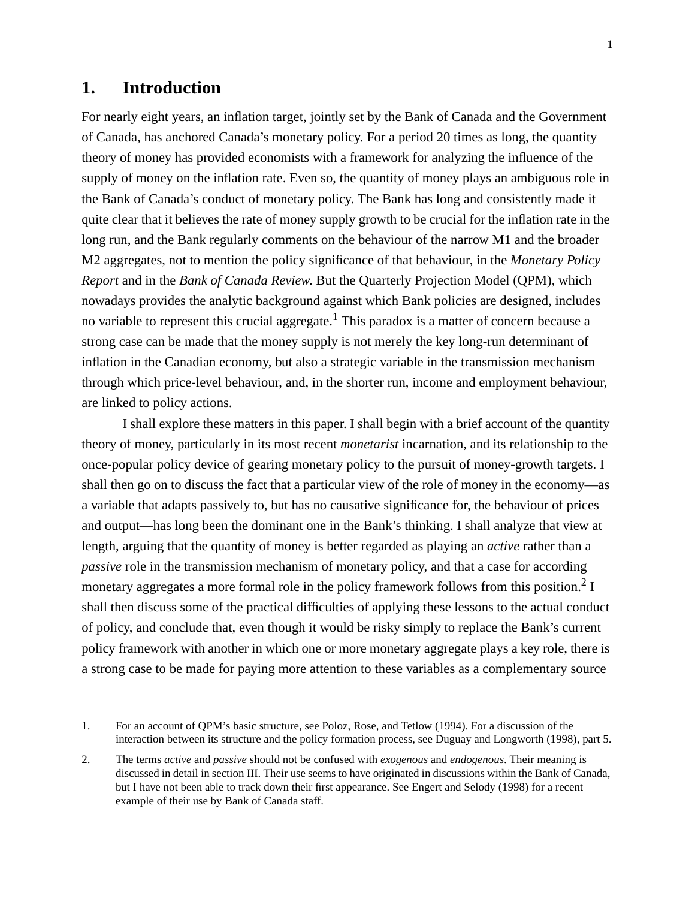# 1. Introduction

For nearly eight years, an inflation target, jointly set by the Bank of Canada and the Government of Canada, has anchored Canada's monetary policy. For a period 20 times as long, the quantity theory of money has provided economists with a framework for analyzing the influence of the supply of money on the inflation rate. Even so, the quantity of money plays an ambiguous role in the Bank of Canada's conduct of monetary policy. The Bank has long and consistently made it quite clear that it believes the rate of money supply growth to be crucial for the inflation rate in the long run, and the Bank regularly comments on the behaviour of the narrow M1 and the broader M2 aggregates, not to mention the policy significance of that behaviour, in the *Monetary Policy Report* and in the *Bank of Canada Review.* But the Quarterly Projection Model (QPM), which nowadays provides the analytic background against which Bank policies are designed, includes no variable to represent this crucial aggregate.[1] This paradox is a matter of concern because a strong case can be made that the money supply is not merely the key long-run determinant of inflation in the Canadian economy, but also a strategic variable in the transmission mechanism through which price-level behaviour, and, in the shorter run, income and employment behaviour, are linked to policy actions.

I shall explore these matters in this paper. I shall begin with a brief account of the quantity theory of money, particularly in its most recent *monetarist* incarnation, and its relationship to the once-popular policy device of gearing monetary policy to the pursuit of money-growth targets. I shall then go on to discuss the fact that a particular view of the role of money in the economy—as a variable that adapts passively to, but has no causative significance for, the behaviour of prices and output—has long been the dominant one in the Bank's thinking. I shall analyze that view at length, arguing that the quantity of money is better regarded as playing an *active* rather than a *passive* role in the transmission mechanism of monetary policy, and that a case for according monetary aggregates a more formal role in the policy framework follows from this position.[2] I shall then discuss some of the practical difficulties of applying these lessons to the actual conduct of policy, and conclude that, even though it would be risky simply to replace the Bank's current policy framework with another in which one or more monetary aggregate plays a key role, there is a strong case to be made for paying more attention to these variables as a complementary source

1. For an account of QPM's basic structure, see Poloz, Rose, and Tetlow (1994). For a discussion of the interaction between its structure and the policy formation process, see Duguay and Longworth (1998), part 5.

2. The terms *active* and *passive* should not be confused with *exogenous* and *endogenous*. Their meaning is discussed in detail in section III. Their use seems to have originated in discussions within the Bank of Canada, but I have not been able to track down their first appearance. See Engert and Selody (1998) for a recent example of their use by Bank of Canada staff.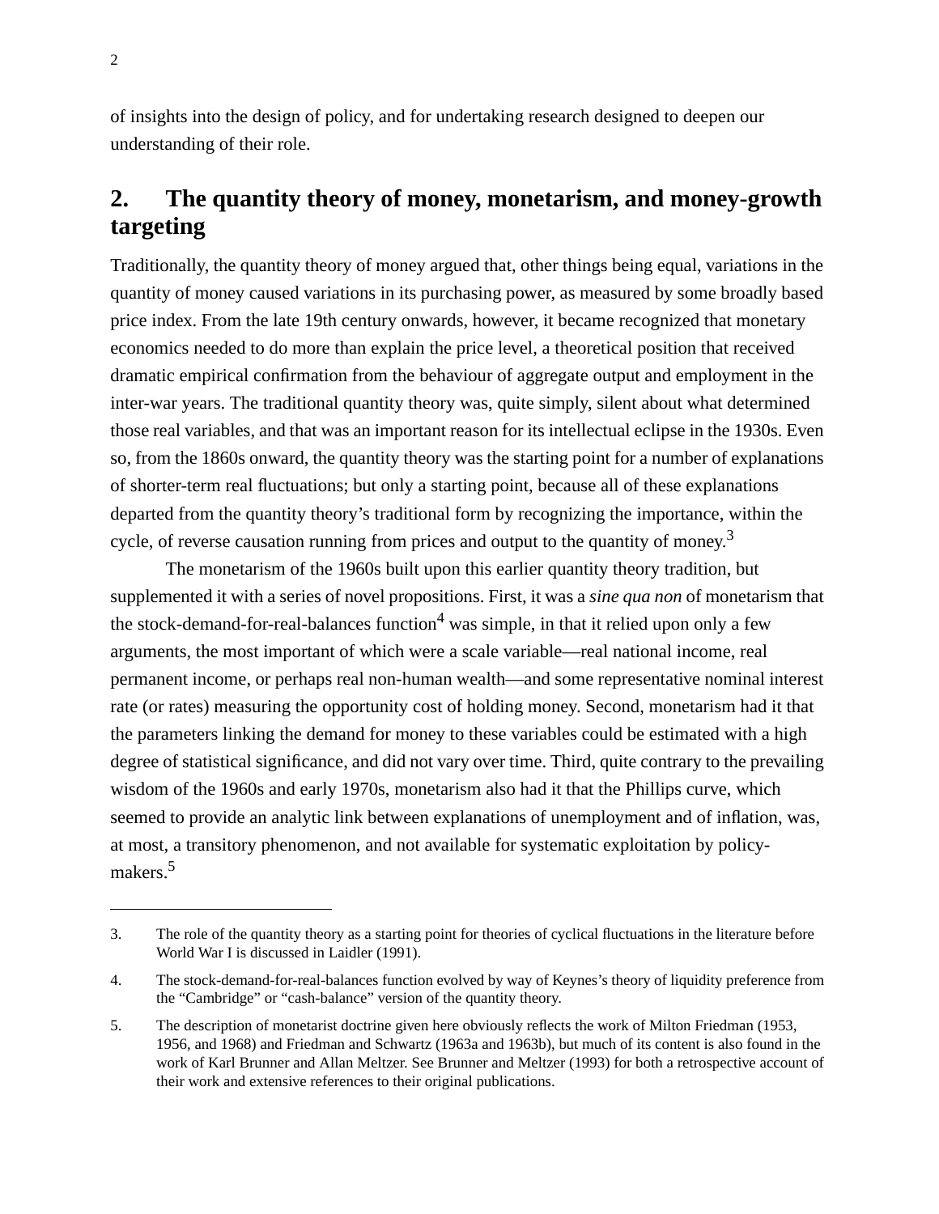of insights into the design of policy, and for undertaking research designed to deepen our understanding of their role.

## 2. The quantity theory of money, monetarism, and money-growth targeting

Traditionally, the quantity theory of money argued that, other things being equal, variations in the quantity of money caused variations in its purchasing power, as measured by some broadly based price index. From the late 19th century onwards, however, it became recognized that monetary economics needed to do more than explain the price level, a theoretical position that received dramatic empirical confirmation from the behaviour of aggregate output and employment in the inter-war years. The traditional quantity theory was, quite simply, silent about what determined those real variables, and that was an important reason for its intellectual eclipse in the 1930s. Even so, from the 1860s onward, the quantity theory was the starting point for a number of explanations of shorter-term real fluctuations; but only a starting point, because all of these explanations departed from the quantity theory's traditional form by recognizing the importance, within the cycle, of reverse causation running from prices and output to the quantity of money.[3]

The monetarism of the 1960s built upon this earlier quantity theory tradition, but supplemented it with a series of novel propositions. First, it was a *sine qua non* of monetarism that the stock-demand-for-real-balances function[4] was simple, in that it relied upon only a few arguments, the most important of which were a scale variable—real national income, real permanent income, or perhaps real non-human wealth—and some representative nominal interest rate (or rates) measuring the opportunity cost of holding money. Second, monetarism had it that the parameters linking the demand for money to these variables could be estimated with a high degree of statistical significance, and did not vary over time. Third, quite contrary to the prevailing wisdom of the 1960s and early 1970s, monetarism also had it that the Phillips curve, which seemed to provide an analytic link between explanations of unemployment and of inflation, was, at most, a transitory phenomenon, and not available for systematic exploitation by policy-makers.[5]

---

3. The role of the quantity theory as a starting point for theories of cyclical fluctuations in the literature before World War I is discussed in Laidler (1991).

4. The stock-demand-for-real-balances function evolved by way of Keynes's theory of liquidity preference from the "Cambridge" or "cash-balance" version of the quantity theory.

5. The description of monetarist doctrine given here obviously reflects the work of Milton Friedman (1953, 1956, and 1968) and Friedman and Schwartz (1963a and 1963b), but much of its content is also found in the work of Karl Brunner and Allan Meltzer. See Brunner and Meltzer (1993) for both a retrospective account of their work and extensive references to their original publications.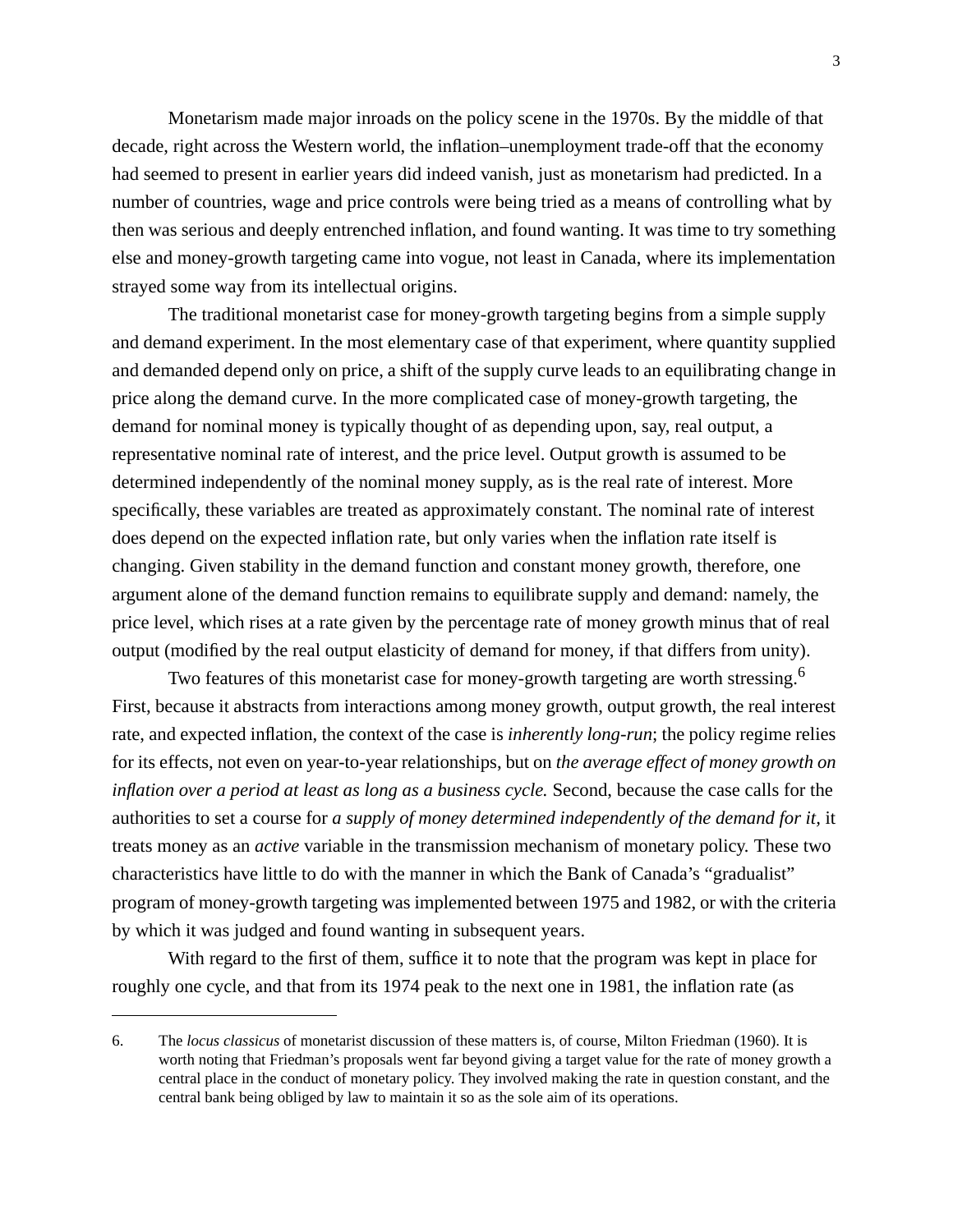Monetarism made major inroads on the policy scene in the 1970s. By the middle of that decade, right across the Western world, the inflation–unemployment trade-off that the economy had seemed to present in earlier years did indeed vanish, just as monetarism had predicted. In a number of countries, wage and price controls were being tried as a means of controlling what by then was serious and deeply entrenched inflation, and found wanting. It was time to try something else and money-growth targeting came into vogue, not least in Canada, where its implementation strayed some way from its intellectual origins.

The traditional monetarist case for money-growth targeting begins from a simple supply and demand experiment. In the most elementary case of that experiment, where quantity supplied and demanded depend only on price, a shift of the supply curve leads to an equilibrating change in price along the demand curve. In the more complicated case of money-growth targeting, the demand for nominal money is typically thought of as depending upon, say, real output, a representative nominal rate of interest, and the price level. Output growth is assumed to be determined independently of the nominal money supply, as is the real rate of interest. More specifically, these variables are treated as approximately constant. The nominal rate of interest does depend on the expected inflation rate, but only varies when the inflation rate itself is changing. Given stability in the demand function and constant money growth, therefore, one argument alone of the demand function remains to equilibrate supply and demand: namely, the price level, which rises at a rate given by the percentage rate of money growth minus that of real output (modified by the real output elasticity of demand for money, if that differs from unity).

Two features of this monetarist case for money-growth targeting are worth stressing.[6] First, because it abstracts from interactions among money growth, output growth, the real interest rate, and expected inflation, the context of the case is *inherently long-run*; the policy regime relies for its effects, not even on year-to-year relationships, but on *the average effect of money growth on inflation over a period at least as long as a business cycle.* Second, because the case calls for the authorities to set a course for *a supply of money determined independently of the demand for it*, it treats money as an *active* variable in the transmission mechanism of monetary policy. These two characteristics have little to do with the manner in which the Bank of Canada's "gradualist" program of money-growth targeting was implemented between 1975 and 1982, or with the criteria by which it was judged and found wanting in subsequent years.

With regard to the first of them, suffice it to note that the program was kept in place for roughly one cycle, and that from its 1974 peak to the next one in 1981, the inflation rate (as

---

6. The *locus classicus* of monetarist discussion of these matters is, of course, Milton Friedman (1960). It is worth noting that Friedman's proposals went far beyond giving a target value for the rate of money growth a central place in the conduct of monetary policy. They involved making the rate in question constant, and the central bank being obliged by law to maintain it so as the sole aim of its operations.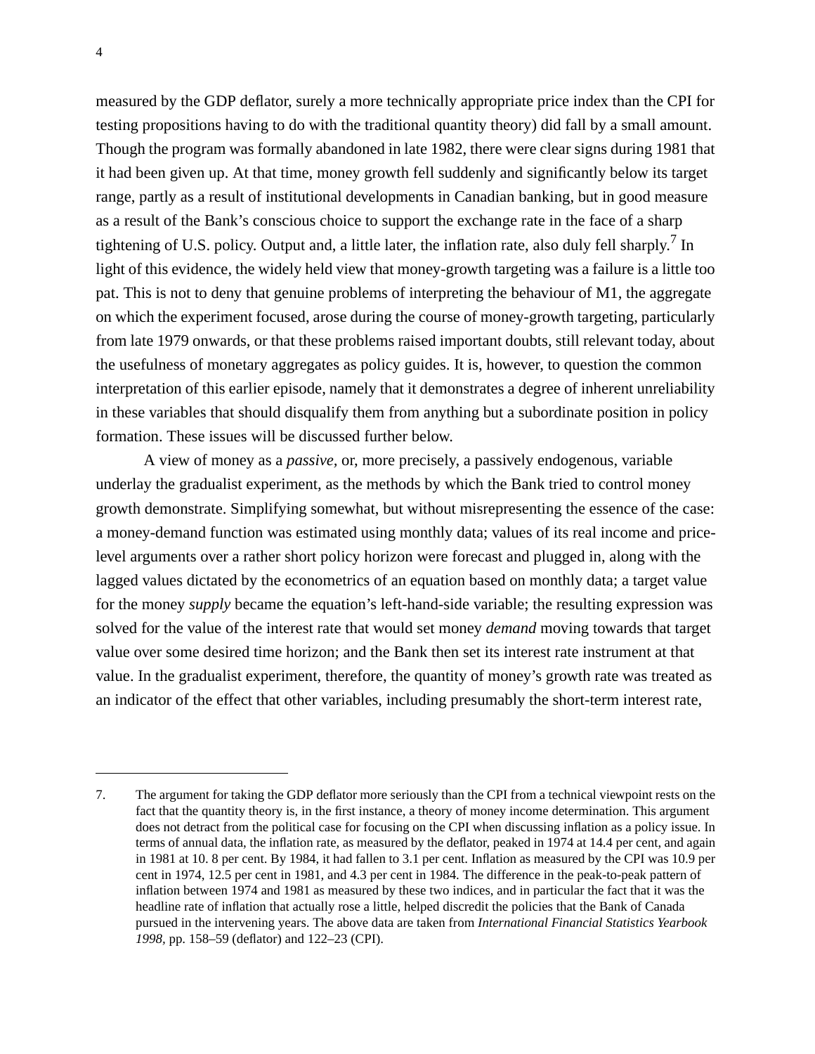measured by the GDP deflator, surely a more technically appropriate price index than the CPI for testing propositions having to do with the traditional quantity theory) did fall by a small amount. Though the program was formally abandoned in late 1982, there were clear signs during 1981 that it had been given up. At that time, money growth fell suddenly and significantly below its target range, partly as a result of institutional developments in Canadian banking, but in good measure as a result of the Bank's conscious choice to support the exchange rate in the face of a sharp tightening of U.S. policy. Output and, a little later, the inflation rate, also duly fell sharply.[7] In light of this evidence, the widely held view that money-growth targeting was a failure is a little too pat. This is not to deny that genuine problems of interpreting the behaviour of M1, the aggregate on which the experiment focused, arose during the course of money-growth targeting, particularly from late 1979 onwards, or that these problems raised important doubts, still relevant today, about the usefulness of monetary aggregates as policy guides. It is, however, to question the common interpretation of this earlier episode, namely that it demonstrates a degree of inherent unreliability in these variables that should disqualify them from anything but a subordinate position in policy formation. These issues will be discussed further below.

A view of money as a *passive,* or, more precisely, a passively endogenous, variable underlay the gradualist experiment, as the methods by which the Bank tried to control money growth demonstrate. Simplifying somewhat, but without misrepresenting the essence of the case: a money-demand function was estimated using monthly data; values of its real income and price-level arguments over a rather short policy horizon were forecast and plugged in, along with the lagged values dictated by the econometrics of an equation based on monthly data; a target value for the money *supply* became the equation's left-hand-side variable; the resulting expression was solved for the value of the interest rate that would set money *demand* moving towards that target value over some desired time horizon; and the Bank then set its interest rate instrument at that value. In the gradualist experiment, therefore, the quantity of money's growth rate was treated as an indicator of the effect that other variables, including presumably the short-term interest rate,

---

7. The argument for taking the GDP deflator more seriously than the CPI from a technical viewpoint rests on the fact that the quantity theory is, in the first instance, a theory of money income determination. This argument does not detract from the political case for focusing on the CPI when discussing inflation as a policy issue. In terms of annual data, the inflation rate, as measured by the deflator, peaked in 1974 at 14.4 per cent, and again in 1981 at 10. 8 per cent. By 1984, it had fallen to 3.1 per cent. Inflation as measured by the CPI was 10.9 per cent in 1974, 12.5 per cent in 1981, and 4.3 per cent in 1984. The difference in the peak-to-peak pattern of inflation between 1974 and 1981 as measured by these two indices, and in particular the fact that it was the headline rate of inflation that actually rose a little, helped discredit the policies that the Bank of Canada pursued in the intervening years. The above data are taken from *International Financial Statistics Yearbook 1998*, pp. 158–59 (deflator) and 122–23 (CPI).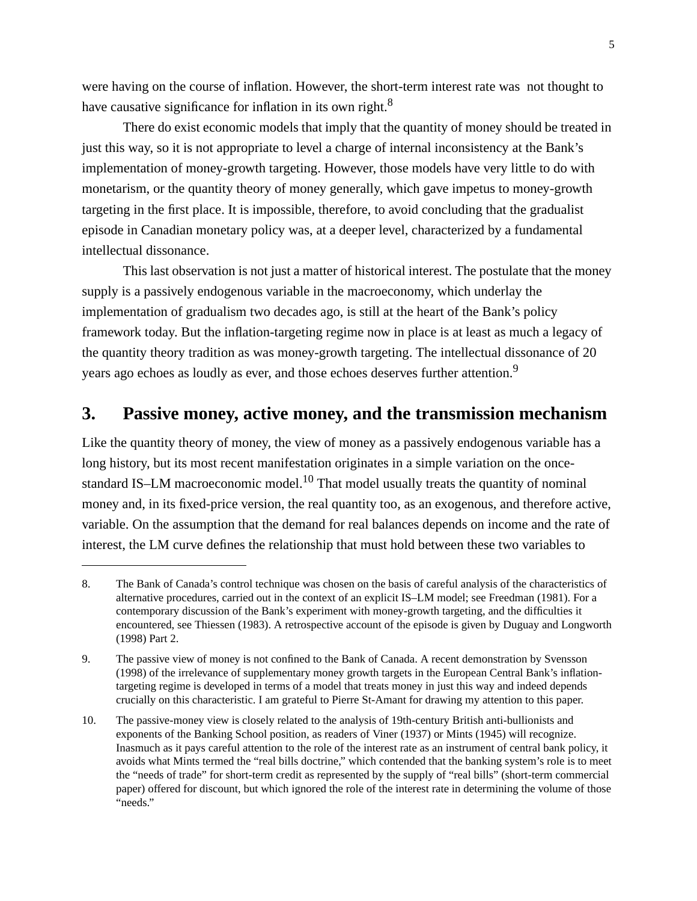were having on the course of inflation. However, the short-term interest rate was not thought to have causative significance for inflation in its own right.[8]

There do exist economic models that imply that the quantity of money should be treated in just this way, so it is not appropriate to level a charge of internal inconsistency at the Bank's implementation of money-growth targeting. However, those models have very little to do with monetarism, or the quantity theory of money generally, which gave impetus to money-growth targeting in the first place. It is impossible, therefore, to avoid concluding that the gradualist episode in Canadian monetary policy was, at a deeper level, characterized by a fundamental intellectual dissonance.

This last observation is not just a matter of historical interest. The postulate that the money supply is a passively endogenous variable in the macroeconomy, which underlay the implementation of gradualism two decades ago, is still at the heart of the Bank's policy framework today. But the inflation-targeting regime now in place is at least as much a legacy of the quantity theory tradition as was money-growth targeting. The intellectual dissonance of 20 years ago echoes as loudly as ever, and those echoes deserves further attention.[9]

## 3. Passive money, active money, and the transmission mechanism

Like the quantity theory of money, the view of money as a passively endogenous variable has a long history, but its most recent manifestation originates in a simple variation on the once-standard IS–LM macroeconomic model.[10] That model usually treats the quantity of nominal money and, in its fixed-price version, the real quantity too, as an exogenous, and therefore active, variable. On the assumption that the demand for real balances depends on income and the rate of interest, the LM curve defines the relationship that must hold between these two variables to

---

8. The Bank of Canada's control technique was chosen on the basis of careful analysis of the characteristics of alternative procedures, carried out in the context of an explicit IS–LM model; see Freedman (1981). For a contemporary discussion of the Bank's experiment with money-growth targeting, and the difficulties it encountered, see Thiessen (1983). A retrospective account of the episode is given by Duguay and Longworth (1998) Part 2.

9. The passive view of money is not confined to the Bank of Canada. A recent demonstration by Svensson (1998) of the irrelevance of supplementary money growth targets in the European Central Bank's inflation-targeting regime is developed in terms of a model that treats money in just this way and indeed depends crucially on this characteristic. I am grateful to Pierre St-Amant for drawing my attention to this paper.

10. The passive-money view is closely related to the analysis of 19th-century British anti-bullionists and exponents of the Banking School position, as readers of Viner (1937) or Mints (1945) will recognize. Inasmuch as it pays careful attention to the role of the interest rate as an instrument of central bank policy, it avoids what Mints termed the "real bills doctrine," which contended that the banking system's role is to meet the "needs of trade" for short-term credit as represented by the supply of "real bills" (short-term commercial paper) offered for discount, but which ignored the role of the interest rate in determining the volume of those "needs."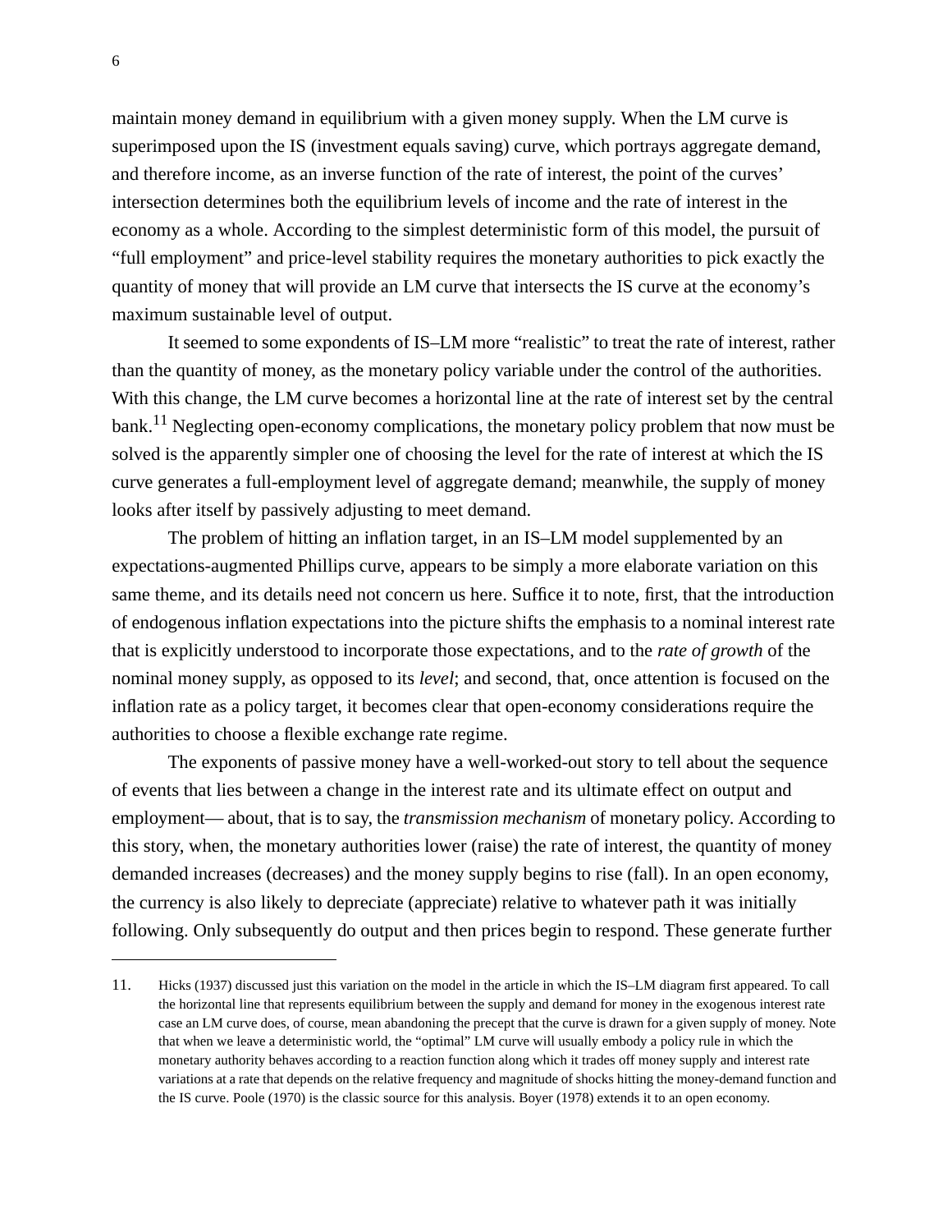maintain money demand in equilibrium with a given money supply. When the LM curve is superimposed upon the IS (investment equals saving) curve, which portrays aggregate demand, and therefore income, as an inverse function of the rate of interest, the point of the curves' intersection determines both the equilibrium levels of income and the rate of interest in the economy as a whole. According to the simplest deterministic form of this model, the pursuit of "full employment" and price-level stability requires the monetary authorities to pick exactly the quantity of money that will provide an LM curve that intersects the IS curve at the economy's maximum sustainable level of output.

It seemed to some expondents of IS–LM more "realistic" to treat the rate of interest, rather than the quantity of money, as the monetary policy variable under the control of the authorities. With this change, the LM curve becomes a horizontal line at the rate of interest set by the central bank.[11] Neglecting open-economy complications, the monetary policy problem that now must be solved is the apparently simpler one of choosing the level for the rate of interest at which the IS curve generates a full-employment level of aggregate demand; meanwhile, the supply of money looks after itself by passively adjusting to meet demand.

The problem of hitting an inflation target, in an IS–LM model supplemented by an expectations-augmented Phillips curve, appears to be simply a more elaborate variation on this same theme, and its details need not concern us here. Suffice it to note, first, that the introduction of endogenous inflation expectations into the picture shifts the emphasis to a nominal interest rate that is explicitly understood to incorporate those expectations, and to the *rate of growth* of the nominal money supply, as opposed to its *level*; and second, that, once attention is focused on the inflation rate as a policy target, it becomes clear that open-economy considerations require the authorities to choose a flexible exchange rate regime.

The exponents of passive money have a well-worked-out story to tell about the sequence of events that lies between a change in the interest rate and its ultimate effect on output and employment— about, that is to say, the *transmission mechanism* of monetary policy. According to this story, when, the monetary authorities lower (raise) the rate of interest, the quantity of money demanded increases (decreases) and the money supply begins to rise (fall). In an open economy, the currency is also likely to depreciate (appreciate) relative to whatever path it was initially following. Only subsequently do output and then prices begin to respond. These generate further

---

11. Hicks (1937) discussed just this variation on the model in the article in which the IS–LM diagram first appeared. To call the horizontal line that represents equilibrium between the supply and demand for money in the exogenous interest rate case an LM curve does, of course, mean abandoning the precept that the curve is drawn for a given supply of money. Note that when we leave a deterministic world, the "optimal" LM curve will usually embody a policy rule in which the monetary authority behaves according to a reaction function along which it trades off money supply and interest rate variations at a rate that depends on the relative frequency and magnitude of shocks hitting the money-demand function and the IS curve. Poole (1970) is the classic source for this analysis. Boyer (1978) extends it to an open economy.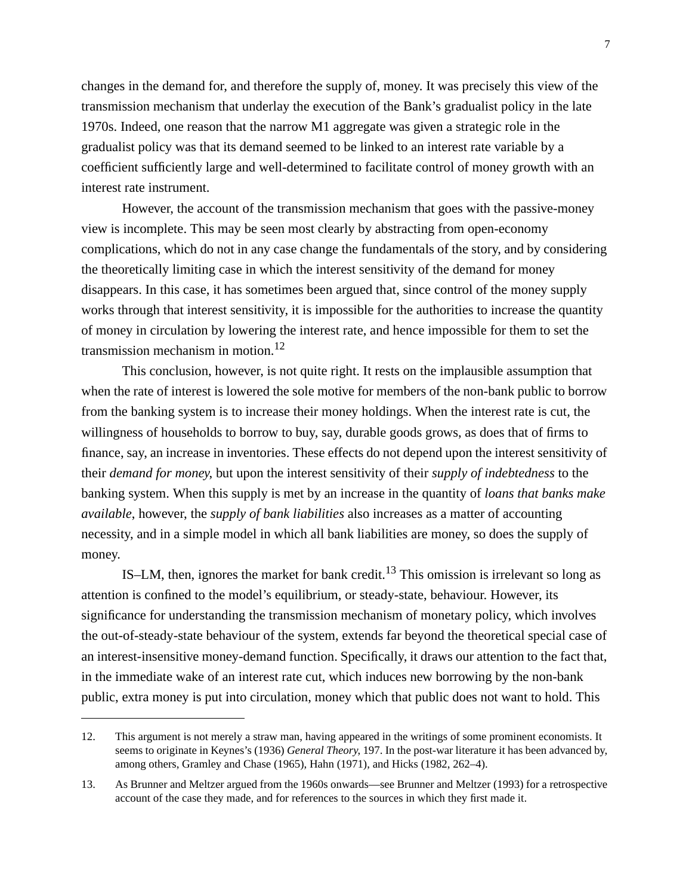changes in the demand for, and therefore the supply of, money. It was precisely this view of the transmission mechanism that underlay the execution of the Bank's gradualist policy in the late 1970s. Indeed, one reason that the narrow M1 aggregate was given a strategic role in the gradualist policy was that its demand seemed to be linked to an interest rate variable by a coefficient sufficiently large and well-determined to facilitate control of money growth with an interest rate instrument.

However, the account of the transmission mechanism that goes with the passive-money view is incomplete. This may be seen most clearly by abstracting from open-economy complications, which do not in any case change the fundamentals of the story, and by considering the theoretically limiting case in which the interest sensitivity of the demand for money disappears. In this case, it has sometimes been argued that, since control of the money supply works through that interest sensitivity, it is impossible for the authorities to increase the quantity of money in circulation by lowering the interest rate, and hence impossible for them to set the transmission mechanism in motion.[12]

This conclusion, however, is not quite right. It rests on the implausible assumption that when the rate of interest is lowered the sole motive for members of the non-bank public to borrow from the banking system is to increase their money holdings. When the interest rate is cut, the willingness of households to borrow to buy, say, durable goods grows, as does that of firms to finance, say, an increase in inventories. These effects do not depend upon the interest sensitivity of their *demand for money*, but upon the interest sensitivity of their *supply of indebtedness* to the banking system. When this supply is met by an increase in the quantity of *loans that banks make available*, however, the *supply of bank liabilities* also increases as a matter of accounting necessity, and in a simple model in which all bank liabilities are money, so does the supply of money.

IS–LM, then, ignores the market for bank credit.[13] This omission is irrelevant so long as attention is confined to the model's equilibrium, or steady-state, behaviour. However, its significance for understanding the transmission mechanism of monetary policy, which involves the out-of-steady-state behaviour of the system, extends far beyond the theoretical special case of an interest-insensitive money-demand function. Specifically, it draws our attention to the fact that, in the immediate wake of an interest rate cut, which induces new borrowing by the non-bank public, extra money is put into circulation, money which that public does not want to hold. This

---

12. This argument is not merely a straw man, having appeared in the writings of some prominent economists. It seems to originate in Keynes's (1936) *General Theory*, 197. In the post-war literature it has been advanced by, among others, Gramley and Chase (1965), Hahn (1971), and Hicks (1982, 262–4).

13. As Brunner and Meltzer argued from the 1960s onwards—see Brunner and Meltzer (1993) for a retrospective account of the case they made, and for references to the sources in which they first made it.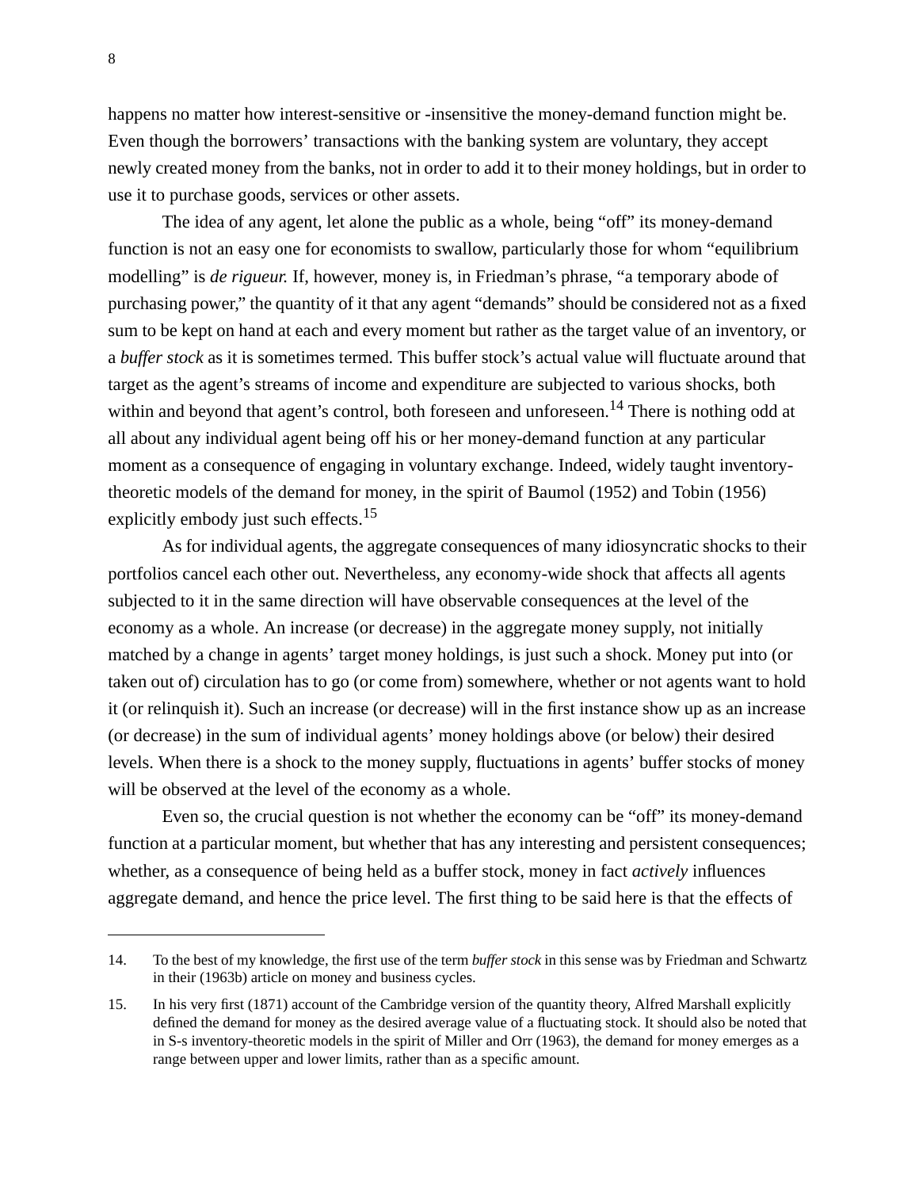happens no matter how interest-sensitive or -insensitive the money-demand function might be. Even though the borrowers' transactions with the banking system are voluntary, they accept newly created money from the banks, not in order to add it to their money holdings, but in order to use it to purchase goods, services or other assets.

The idea of any agent, let alone the public as a whole, being "off" its money-demand function is not an easy one for economists to swallow, particularly those for whom "equilibrium modelling" is *de rigueur.* If, however, money is, in Friedman's phrase, "a temporary abode of purchasing power," the quantity of it that any agent "demands" should be considered not as a fixed sum to be kept on hand at each and every moment but rather as the target value of an inventory, or a *buffer stock* as it is sometimes termed. This buffer stock's actual value will fluctuate around that target as the agent's streams of income and expenditure are subjected to various shocks, both within and beyond that agent's control, both foreseen and unforeseen.[14] There is nothing odd at all about any individual agent being off his or her money-demand function at any particular moment as a consequence of engaging in voluntary exchange. Indeed, widely taught inventory-theoretic models of the demand for money, in the spirit of Baumol (1952) and Tobin (1956) explicitly embody just such effects.[15]

As for individual agents, the aggregate consequences of many idiosyncratic shocks to their portfolios cancel each other out. Nevertheless, any economy-wide shock that affects all agents subjected to it in the same direction will have observable consequences at the level of the economy as a whole. An increase (or decrease) in the aggregate money supply, not initially matched by a change in agents' target money holdings, is just such a shock. Money put into (or taken out of) circulation has to go (or come from) somewhere, whether or not agents want to hold it (or relinquish it). Such an increase (or decrease) will in the first instance show up as an increase (or decrease) in the sum of individual agents' money holdings above (or below) their desired levels. When there is a shock to the money supply, fluctuations in agents' buffer stocks of money will be observed at the level of the economy as a whole.

Even so, the crucial question is not whether the economy can be "off" its money-demand function at a particular moment, but whether that has any interesting and persistent consequences; whether, as a consequence of being held as a buffer stock, money in fact *actively* influences aggregate demand, and hence the price level. The first thing to be said here is that the effects of

---

14. To the best of my knowledge, the first use of the term *buffer stock* in this sense was by Friedman and Schwartz in their (1963b) article on money and business cycles.

15. In his very first (1871) account of the Cambridge version of the quantity theory, Alfred Marshall explicitly defined the demand for money as the desired average value of a fluctuating stock. It should also be noted that in S-s inventory-theoretic models in the spirit of Miller and Orr (1963), the demand for money emerges as a range between upper and lower limits, rather than as a specific amount.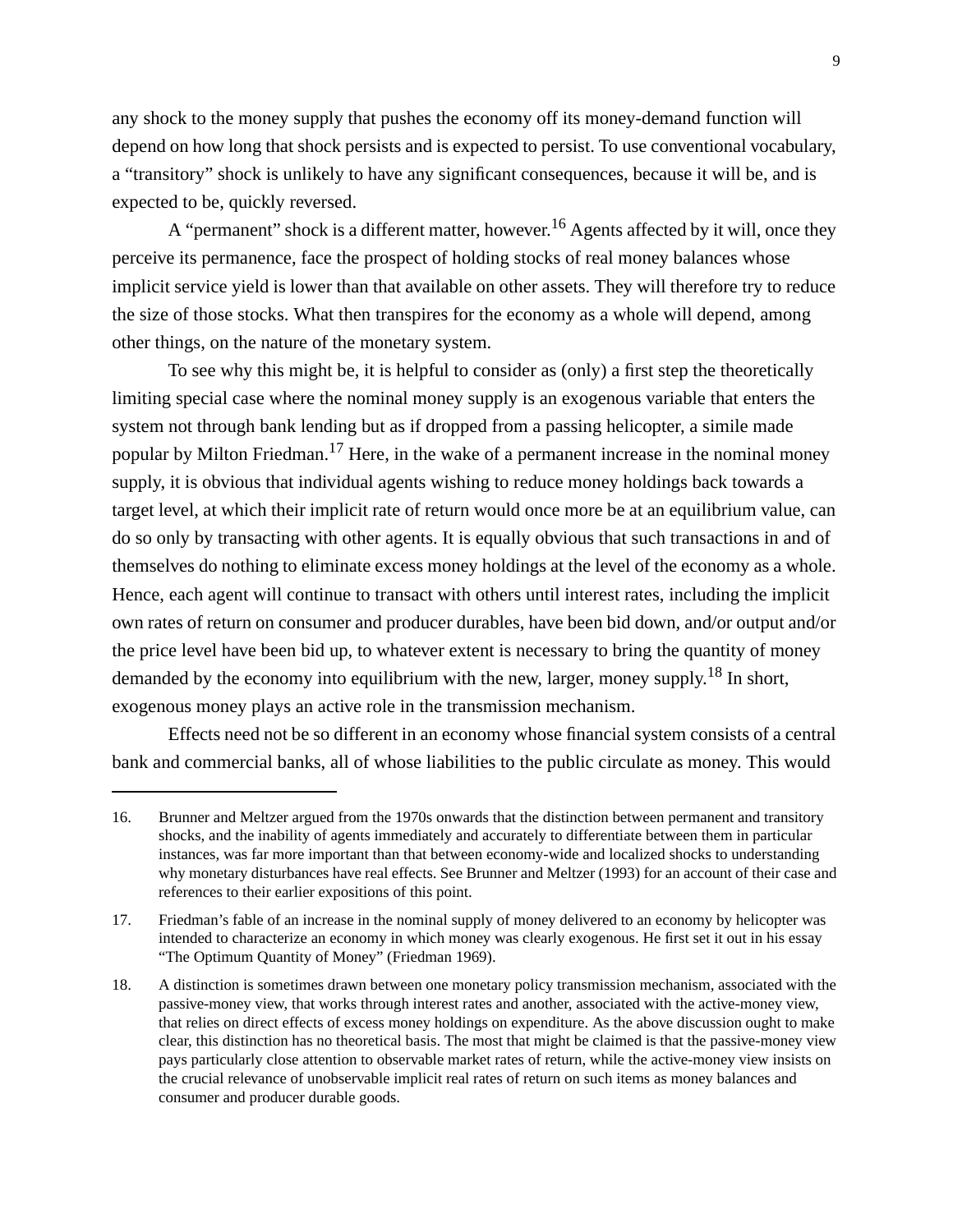any shock to the money supply that pushes the economy off its money-demand function will depend on how long that shock persists and is expected to persist. To use conventional vocabulary, a "transitory" shock is unlikely to have any significant consequences, because it will be, and is expected to be, quickly reversed.

A "permanent" shock is a different matter, however.[16] Agents affected by it will, once they perceive its permanence, face the prospect of holding stocks of real money balances whose implicit service yield is lower than that available on other assets. They will therefore try to reduce the size of those stocks. What then transpires for the economy as a whole will depend, among other things, on the nature of the monetary system.

To see why this might be, it is helpful to consider as (only) a first step the theoretically limiting special case where the nominal money supply is an exogenous variable that enters the system not through bank lending but as if dropped from a passing helicopter, a simile made popular by Milton Friedman.[17] Here, in the wake of a permanent increase in the nominal money supply, it is obvious that individual agents wishing to reduce money holdings back towards a target level, at which their implicit rate of return would once more be at an equilibrium value, can do so only by transacting with other agents. It is equally obvious that such transactions in and of themselves do nothing to eliminate excess money holdings at the level of the economy as a whole. Hence, each agent will continue to transact with others until interest rates, including the implicit own rates of return on consumer and producer durables, have been bid down, and/or output and/or the price level have been bid up, to whatever extent is necessary to bring the quantity of money demanded by the economy into equilibrium with the new, larger, money supply.[18] In short, exogenous money plays an active role in the transmission mechanism.

Effects need not be so different in an economy whose financial system consists of a central bank and commercial banks, all of whose liabilities to the public circulate as money. This would

---

16. Brunner and Meltzer argued from the 1970s onwards that the distinction between permanent and transitory shocks, and the inability of agents immediately and accurately to differentiate between them in particular instances, was far more important than that between economy-wide and localized shocks to understanding why monetary disturbances have real effects. See Brunner and Meltzer (1993) for an account of their case and references to their earlier expositions of this point.

17. Friedman's fable of an increase in the nominal supply of money delivered to an economy by helicopter was intended to characterize an economy in which money was clearly exogenous. He first set it out in his essay "The Optimum Quantity of Money" (Friedman 1969).

18. A distinction is sometimes drawn between one monetary policy transmission mechanism, associated with the passive-money view, that works through interest rates and another, associated with the active-money view, that relies on direct effects of excess money holdings on expenditure. As the above discussion ought to make clear, this distinction has no theoretical basis. The most that might be claimed is that the passive-money view pays particularly close attention to observable market rates of return, while the active-money view insists on the crucial relevance of unobservable implicit real rates of return on such items as money balances and consumer and producer durable goods.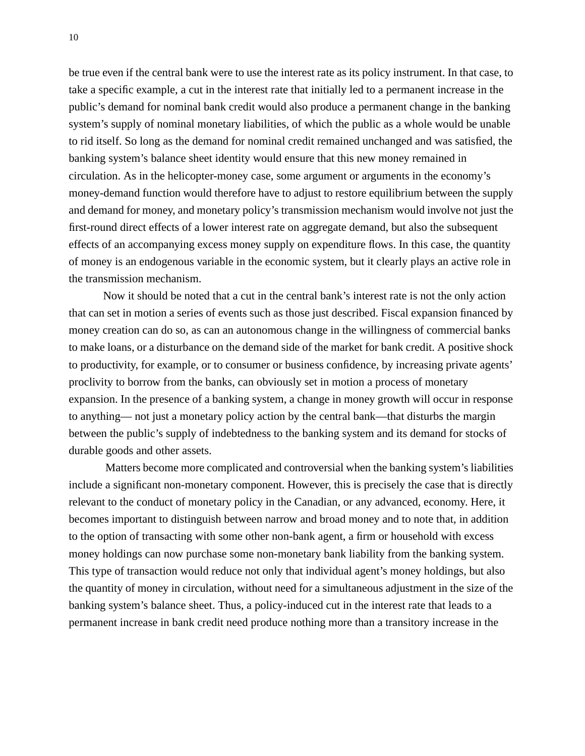be true even if the central bank were to use the interest rate as its policy instrument. In that case, to take a specific example, a cut in the interest rate that initially led to a permanent increase in the public's demand for nominal bank credit would also produce a permanent change in the banking system's supply of nominal monetary liabilities, of which the public as a whole would be unable to rid itself. So long as the demand for nominal credit remained unchanged and was satisfied, the banking system's balance sheet identity would ensure that this new money remained in circulation. As in the helicopter-money case, some argument or arguments in the economy's money-demand function would therefore have to adjust to restore equilibrium between the supply and demand for money, and monetary policy's transmission mechanism would involve not just the first-round direct effects of a lower interest rate on aggregate demand, but also the subsequent effects of an accompanying excess money supply on expenditure flows. In this case, the quantity of money is an endogenous variable in the economic system, but it clearly plays an active role in the transmission mechanism.

Now it should be noted that a cut in the central bank's interest rate is not the only action that can set in motion a series of events such as those just described. Fiscal expansion financed by money creation can do so, as can an autonomous change in the willingness of commercial banks to make loans, or a disturbance on the demand side of the market for bank credit. A positive shock to productivity, for example, or to consumer or business confidence, by increasing private agents' proclivity to borrow from the banks, can obviously set in motion a process of monetary expansion. In the presence of a banking system, a change in money growth will occur in response to anything— not just a monetary policy action by the central bank—that disturbs the margin between the public's supply of indebtedness to the banking system and its demand for stocks of durable goods and other assets.

Matters become more complicated and controversial when the banking system's liabilities include a significant non-monetary component. However, this is precisely the case that is directly relevant to the conduct of monetary policy in the Canadian, or any advanced, economy. Here, it becomes important to distinguish between narrow and broad money and to note that, in addition to the option of transacting with some other non-bank agent, a firm or household with excess money holdings can now purchase some non-monetary bank liability from the banking system. This type of transaction would reduce not only that individual agent's money holdings, but also the quantity of money in circulation, without need for a simultaneous adjustment in the size of the banking system's balance sheet. Thus, a policy-induced cut in the interest rate that leads to a permanent increase in bank credit need produce nothing more than a transitory increase in the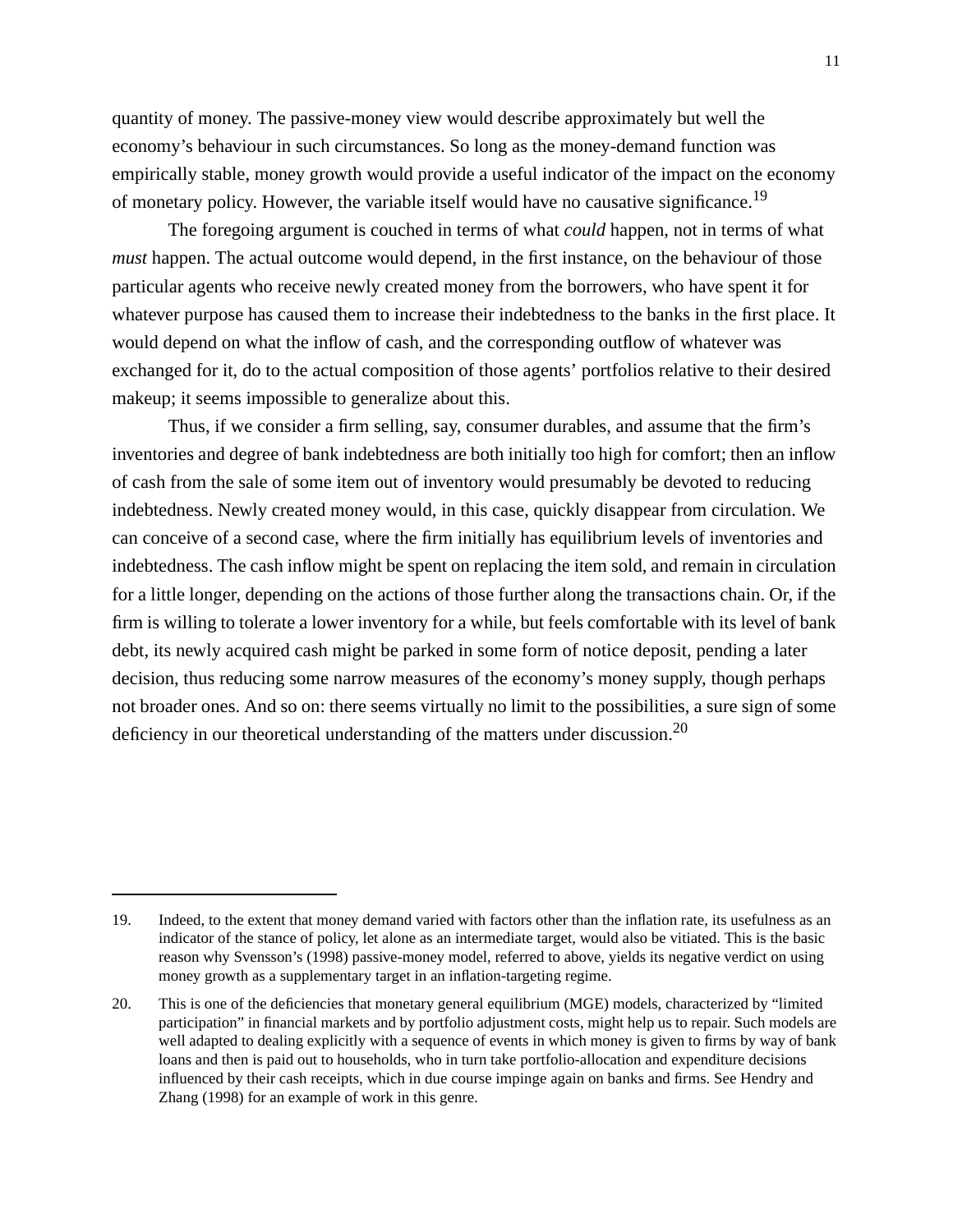quantity of money. The passive-money view would describe approximately but well the economy's behaviour in such circumstances. So long as the money-demand function was empirically stable, money growth would provide a useful indicator of the impact on the economy of monetary policy. However, the variable itself would have no causative significance.[19]

The foregoing argument is couched in terms of what *could* happen, not in terms of what *must* happen. The actual outcome would depend, in the first instance, on the behaviour of those particular agents who receive newly created money from the borrowers, who have spent it for whatever purpose has caused them to increase their indebtedness to the banks in the first place. It would depend on what the inflow of cash, and the corresponding outflow of whatever was exchanged for it, do to the actual composition of those agents' portfolios relative to their desired makeup; it seems impossible to generalize about this.

Thus, if we consider a firm selling, say, consumer durables, and assume that the firm's inventories and degree of bank indebtedness are both initially too high for comfort; then an inflow of cash from the sale of some item out of inventory would presumably be devoted to reducing indebtedness. Newly created money would, in this case, quickly disappear from circulation. We can conceive of a second case, where the firm initially has equilibrium levels of inventories and indebtedness. The cash inflow might be spent on replacing the item sold, and remain in circulation for a little longer, depending on the actions of those further along the transactions chain. Or, if the firm is willing to tolerate a lower inventory for a while, but feels comfortable with its level of bank debt, its newly acquired cash might be parked in some form of notice deposit, pending a later decision, thus reducing some narrow measures of the economy's money supply, though perhaps not broader ones. And so on: there seems virtually no limit to the possibilities, a sure sign of some deficiency in our theoretical understanding of the matters under discussion.[20]

---

19. Indeed, to the extent that money demand varied with factors other than the inflation rate, its usefulness as an indicator of the stance of policy, let alone as an intermediate target, would also be vitiated. This is the basic reason why Svensson's (1998) passive-money model, referred to above, yields its negative verdict on using money growth as a supplementary target in an inflation-targeting regime.

20. This is one of the deficiencies that monetary general equilibrium (MGE) models, characterized by "limited participation" in financial markets and by portfolio adjustment costs, might help us to repair. Such models are well adapted to dealing explicitly with a sequence of events in which money is given to firms by way of bank loans and then is paid out to households, who in turn take portfolio-allocation and expenditure decisions influenced by their cash receipts, which in due course impinge again on banks and firms. See Hendry and Zhang (1998) for an example of work in this genre.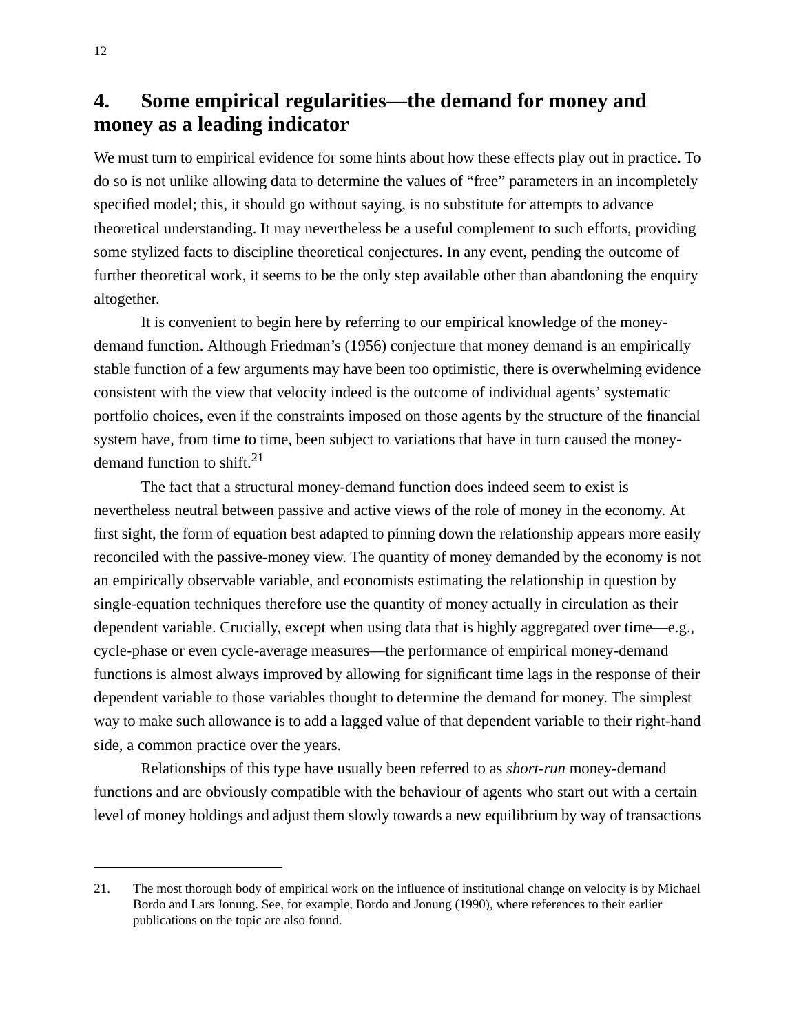## 4. Some empirical regularities—the demand for money and money as a leading indicator

We must turn to empirical evidence for some hints about how these effects play out in practice. To do so is not unlike allowing data to determine the values of "free" parameters in an incompletely specified model; this, it should go without saying, is no substitute for attempts to advance theoretical understanding. It may nevertheless be a useful complement to such efforts, providing some stylized facts to discipline theoretical conjectures. In any event, pending the outcome of further theoretical work, it seems to be the only step available other than abandoning the enquiry altogether.

It is convenient to begin here by referring to our empirical knowledge of the money-demand function. Although Friedman's (1956) conjecture that money demand is an empirically stable function of a few arguments may have been too optimistic, there is overwhelming evidence consistent with the view that velocity indeed is the outcome of individual agents' systematic portfolio choices, even if the constraints imposed on those agents by the structure of the financial system have, from time to time, been subject to variations that have in turn caused the money-demand function to shift.[21]

The fact that a structural money-demand function does indeed seem to exist is nevertheless neutral between passive and active views of the role of money in the economy. At first sight, the form of equation best adapted to pinning down the relationship appears more easily reconciled with the passive-money view. The quantity of money demanded by the economy is not an empirically observable variable, and economists estimating the relationship in question by single-equation techniques therefore use the quantity of money actually in circulation as their dependent variable. Crucially, except when using data that is highly aggregated over time—e.g., cycle-phase or even cycle-average measures—the performance of empirical money-demand functions is almost always improved by allowing for significant time lags in the response of their dependent variable to those variables thought to determine the demand for money. The simplest way to make such allowance is to add a lagged value of that dependent variable to their right-hand side, a common practice over the years.

Relationships of this type have usually been referred to as *short-run* money-demand functions and are obviously compatible with the behaviour of agents who start out with a certain level of money holdings and adjust them slowly towards a new equilibrium by way of transactions

---

21. The most thorough body of empirical work on the influence of institutional change on velocity is by Michael Bordo and Lars Jonung. See, for example, Bordo and Jonung (1990), where references to their earlier publications on the topic are also found.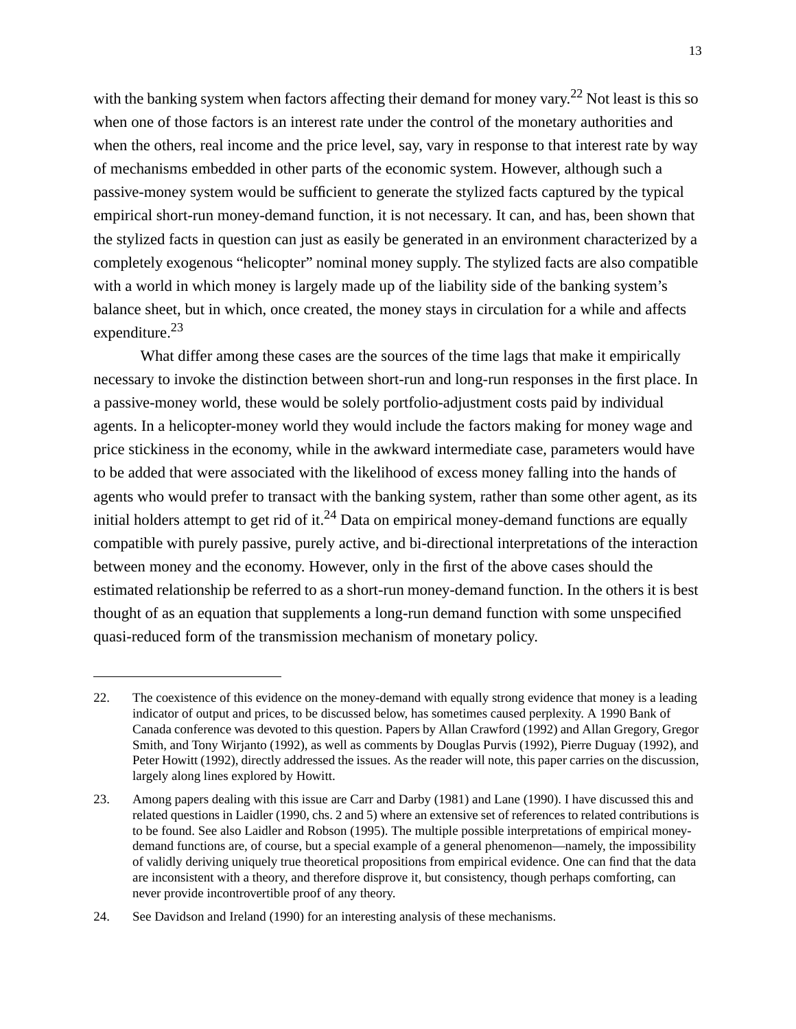with the banking system when factors affecting their demand for money vary.[22] Not least is this so when one of those factors is an interest rate under the control of the monetary authorities and when the others, real income and the price level, say, vary in response to that interest rate by way of mechanisms embedded in other parts of the economic system. However, although such a passive-money system would be sufficient to generate the stylized facts captured by the typical empirical short-run money-demand function, it is not necessary. It can, and has, been shown that the stylized facts in question can just as easily be generated in an environment characterized by a completely exogenous "helicopter" nominal money supply. The stylized facts are also compatible with a world in which money is largely made up of the liability side of the banking system's balance sheet, but in which, once created, the money stays in circulation for a while and affects expenditure.[23]

What differ among these cases are the sources of the time lags that make it empirically necessary to invoke the distinction between short-run and long-run responses in the first place. In a passive-money world, these would be solely portfolio-adjustment costs paid by individual agents. In a helicopter-money world they would include the factors making for money wage and price stickiness in the economy, while in the awkward intermediate case, parameters would have to be added that were associated with the likelihood of excess money falling into the hands of agents who would prefer to transact with the banking system, rather than some other agent, as its initial holders attempt to get rid of it.[24] Data on empirical money-demand functions are equally compatible with purely passive, purely active, and bi-directional interpretations of the interaction between money and the economy. However, only in the first of the above cases should the estimated relationship be referred to as a short-run money-demand function. In the others it is best thought of as an equation that supplements a long-run demand function with some unspecified quasi-reduced form of the transmission mechanism of monetary policy.

---

22. The coexistence of this evidence on the money-demand with equally strong evidence that money is a leading indicator of output and prices, to be discussed below, has sometimes caused perplexity. A 1990 Bank of Canada conference was devoted to this question. Papers by Allan Crawford (1992) and Allan Gregory, Gregor Smith, and Tony Wirjanto (1992), as well as comments by Douglas Purvis (1992), Pierre Duguay (1992), and Peter Howitt (1992), directly addressed the issues. As the reader will note, this paper carries on the discussion, largely along lines explored by Howitt.

23. Among papers dealing with this issue are Carr and Darby (1981) and Lane (1990). I have discussed this and related questions in Laidler (1990, chs. 2 and 5) where an extensive set of references to related contributions is to be found. See also Laidler and Robson (1995). The multiple possible interpretations of empirical money-demand functions are, of course, but a special example of a general phenomenon—namely, the impossibility of validly deriving uniquely true theoretical propositions from empirical evidence. One can find that the data are inconsistent with a theory, and therefore disprove it, but consistency, though perhaps comforting, can never provide incontrovertible proof of any theory.

24. See Davidson and Ireland (1990) for an interesting analysis of these mechanisms.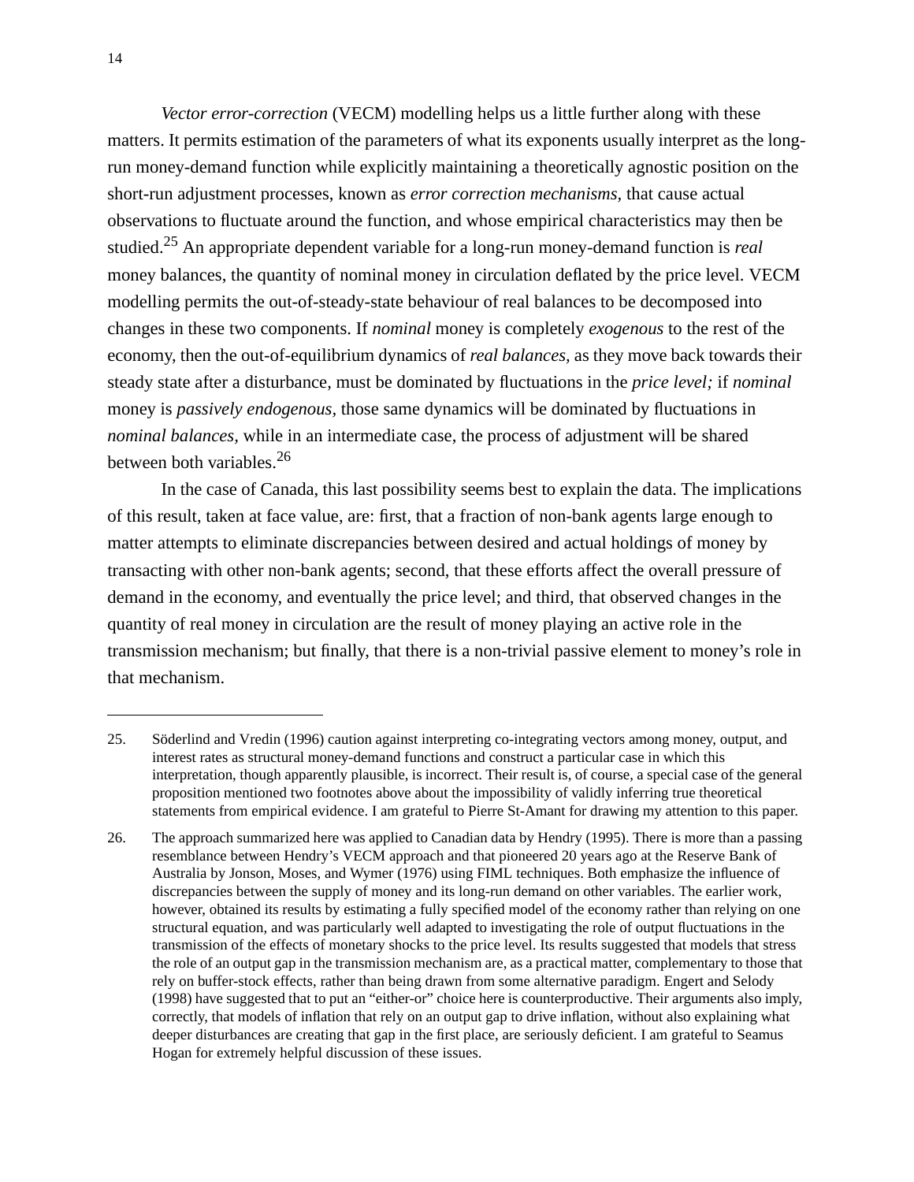*Vector error-correction* (VECM) modelling helps us a little further along with these matters. It permits estimation of the parameters of what its exponents usually interpret as the long-run money-demand function while explicitly maintaining a theoretically agnostic position on the short-run adjustment processes, known as *error correction mechanisms*, that cause actual observations to fluctuate around the function, and whose empirical characteristics may then be studied.[25] An appropriate dependent variable for a long-run money-demand function is *real* money balances, the quantity of nominal money in circulation deflated by the price level. VECM modelling permits the out-of-steady-state behaviour of real balances to be decomposed into changes in these two components. If *nominal* money is completely *exogenous* to the rest of the economy, then the out-of-equilibrium dynamics of *real balances*, as they move back towards their steady state after a disturbance, must be dominated by fluctuations in the *price level;* if *nominal* money is *passively endogenous*, those same dynamics will be dominated by fluctuations in *nominal balances*, while in an intermediate case, the process of adjustment will be shared between both variables.[26]

In the case of Canada, this last possibility seems best to explain the data. The implications of this result, taken at face value, are: first, that a fraction of non-bank agents large enough to matter attempts to eliminate discrepancies between desired and actual holdings of money by transacting with other non-bank agents; second, that these efforts affect the overall pressure of demand in the economy, and eventually the price level; and third, that observed changes in the quantity of real money in circulation are the result of money playing an active role in the transmission mechanism; but finally, that there is a non-trivial passive element to money's role in that mechanism.

---

25. Söderlind and Vredin (1996) caution against interpreting co-integrating vectors among money, output, and interest rates as structural money-demand functions and construct a particular case in which this interpretation, though apparently plausible, is incorrect. Their result is, of course, a special case of the general proposition mentioned two footnotes above about the impossibility of validly inferring true theoretical statements from empirical evidence. I am grateful to Pierre St-Amant for drawing my attention to this paper.

26. The approach summarized here was applied to Canadian data by Hendry (1995). There is more than a passing resemblance between Hendry's VECM approach and that pioneered 20 years ago at the Reserve Bank of Australia by Jonson, Moses, and Wymer (1976) using FIML techniques. Both emphasize the influence of discrepancies between the supply of money and its long-run demand on other variables. The earlier work, however, obtained its results by estimating a fully specified model of the economy rather than relying on one structural equation, and was particularly well adapted to investigating the role of output fluctuations in the transmission of the effects of monetary shocks to the price level. Its results suggested that models that stress the role of an output gap in the transmission mechanism are, as a practical matter, complementary to those that rely on buffer-stock effects, rather than being drawn from some alternative paradigm. Engert and Selody (1998) have suggested that to put an "either-or" choice here is counterproductive. Their arguments also imply, correctly, that models of inflation that rely on an output gap to drive inflation, without also explaining what deeper disturbances are creating that gap in the first place, are seriously deficient. I am grateful to Seamus Hogan for extremely helpful discussion of these issues.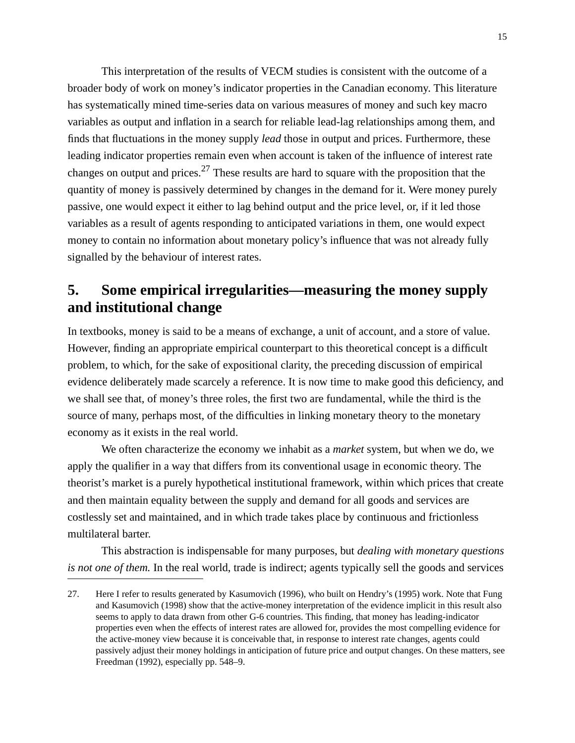This interpretation of the results of VECM studies is consistent with the outcome of a broader body of work on money's indicator properties in the Canadian economy. This literature has systematically mined time-series data on various measures of money and such key macro variables as output and inflation in a search for reliable lead-lag relationships among them, and finds that fluctuations in the money supply *lead* those in output and prices. Furthermore, these leading indicator properties remain even when account is taken of the influence of interest rate changes on output and prices.[27] These results are hard to square with the proposition that the quantity of money is passively determined by changes in the demand for it. Were money purely passive, one would expect it either to lag behind output and the price level, or, if it led those variables as a result of agents responding to anticipated variations in them, one would expect money to contain no information about monetary policy's influence that was not already fully signalled by the behaviour of interest rates.

## 5. Some empirical irregularities—measuring the money supply and institutional change

In textbooks, money is said to be a means of exchange, a unit of account, and a store of value. However, finding an appropriate empirical counterpart to this theoretical concept is a difficult problem, to which, for the sake of expositional clarity, the preceding discussion of empirical evidence deliberately made scarcely a reference. It is now time to make good this deficiency, and we shall see that, of money's three roles, the first two are fundamental, while the third is the source of many, perhaps most, of the difficulties in linking monetary theory to the monetary economy as it exists in the real world.

We often characterize the economy we inhabit as a *market* system, but when we do, we apply the qualifier in a way that differs from its conventional usage in economic theory. The theorist's market is a purely hypothetical institutional framework, within which prices that create and then maintain equality between the supply and demand for all goods and services are costlessly set and maintained, and in which trade takes place by continuous and frictionless multilateral barter.

This abstraction is indispensable for many purposes, but *dealing with monetary questions is not one of them.* In the real world, trade is indirect; agents typically sell the goods and services

27. Here I refer to results generated by Kasumovich (1996), who built on Hendry's (1995) work. Note that Fung and Kasumovich (1998) show that the active-money interpretation of the evidence implicit in this result also seems to apply to data drawn from other G-6 countries. This finding, that money has leading-indicator properties even when the effects of interest rates are allowed for, provides the most compelling evidence for the active-money view because it is conceivable that, in response to interest rate changes, agents could passively adjust their money holdings in anticipation of future price and output changes. On these matters, see Freedman (1992), especially pp. 548–9.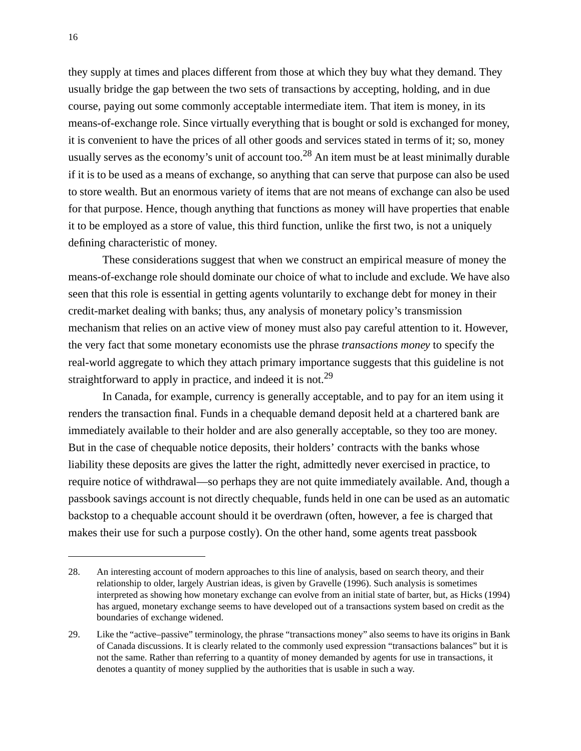they supply at times and places different from those at which they buy what they demand. They usually bridge the gap between the two sets of transactions by accepting, holding, and in due course, paying out some commonly acceptable intermediate item. That item is money, in its means-of-exchange role. Since virtually everything that is bought or sold is exchanged for money, it is convenient to have the prices of all other goods and services stated in terms of it; so, money usually serves as the economy's unit of account too.[28] An item must be at least minimally durable if it is to be used as a means of exchange, so anything that can serve that purpose can also be used to store wealth. But an enormous variety of items that are not means of exchange can also be used for that purpose. Hence, though anything that functions as money will have properties that enable it to be employed as a store of value, this third function, unlike the first two, is not a uniquely defining characteristic of money.

These considerations suggest that when we construct an empirical measure of money the means-of-exchange role should dominate our choice of what to include and exclude. We have also seen that this role is essential in getting agents voluntarily to exchange debt for money in their credit-market dealing with banks; thus, any analysis of monetary policy's transmission mechanism that relies on an active view of money must also pay careful attention to it. However, the very fact that some monetary economists use the phrase *transactions money* to specify the real-world aggregate to which they attach primary importance suggests that this guideline is not straightforward to apply in practice, and indeed it is not.[29]

In Canada, for example, currency is generally acceptable, and to pay for an item using it renders the transaction final. Funds in a chequable demand deposit held at a chartered bank are immediately available to their holder and are also generally acceptable, so they too are money. But in the case of chequable notice deposits, their holders' contracts with the banks whose liability these deposits are gives the latter the right, admittedly never exercised in practice, to require notice of withdrawal—so perhaps they are not quite immediately available. And, though a passbook savings account is not directly chequable, funds held in one can be used as an automatic backstop to a chequable account should it be overdrawn (often, however, a fee is charged that makes their use for such a purpose costly). On the other hand, some agents treat passbook

---

28. An interesting account of modern approaches to this line of analysis, based on search theory, and their relationship to older, largely Austrian ideas, is given by Gravelle (1996). Such analysis is sometimes interpreted as showing how monetary exchange can evolve from an initial state of barter, but, as Hicks (1994) has argued, monetary exchange seems to have developed out of a transactions system based on credit as the boundaries of exchange widened.

29. Like the "active–passive" terminology, the phrase "transactions money" also seems to have its origins in Bank of Canada discussions. It is clearly related to the commonly used expression "transactions balances" but it is not the same. Rather than referring to a quantity of money demanded by agents for use in transactions, it denotes a quantity of money supplied by the authorities that is usable in such a way.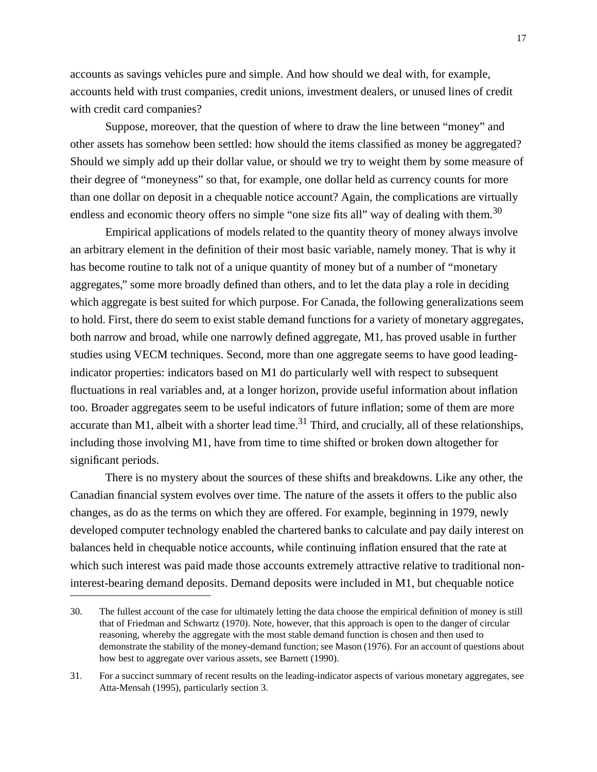accounts as savings vehicles pure and simple. And how should we deal with, for example, accounts held with trust companies, credit unions, investment dealers, or unused lines of credit with credit card companies?

Suppose, moreover, that the question of where to draw the line between "money" and other assets has somehow been settled: how should the items classified as money be aggregated? Should we simply add up their dollar value, or should we try to weight them by some measure of their degree of "moneyness" so that, for example, one dollar held as currency counts for more than one dollar on deposit in a chequable notice account? Again, the complications are virtually endless and economic theory offers no simple "one size fits all" way of dealing with them.[30]

Empirical applications of models related to the quantity theory of money always involve an arbitrary element in the definition of their most basic variable, namely money. That is why it has become routine to talk not of a unique quantity of money but of a number of "monetary aggregates," some more broadly defined than others, and to let the data play a role in deciding which aggregate is best suited for which purpose. For Canada, the following generalizations seem to hold. First, there do seem to exist stable demand functions for a variety of monetary aggregates, both narrow and broad, while one narrowly defined aggregate, M1, has proved usable in further studies using VECM techniques. Second, more than one aggregate seems to have good leading-indicator properties: indicators based on M1 do particularly well with respect to subsequent fluctuations in real variables and, at a longer horizon, provide useful information about inflation too. Broader aggregates seem to be useful indicators of future inflation; some of them are more accurate than M1, albeit with a shorter lead time.[31] Third, and crucially, all of these relationships, including those involving M1, have from time to time shifted or broken down altogether for significant periods.

There is no mystery about the sources of these shifts and breakdowns. Like any other, the Canadian financial system evolves over time. The nature of the assets it offers to the public also changes, as do as the terms on which they are offered. For example, beginning in 1979, newly developed computer technology enabled the chartered banks to calculate and pay daily interest on balances held in chequable notice accounts, while continuing inflation ensured that the rate at which such interest was paid made those accounts extremely attractive relative to traditional non-interest-bearing demand deposits. Demand deposits were included in M1, but chequable notice

---

30. The fullest account of the case for ultimately letting the data choose the empirical definition of money is still that of Friedman and Schwartz (1970). Note, however, that this approach is open to the danger of circular reasoning, whereby the aggregate with the most stable demand function is chosen and then used to demonstrate the stability of the money-demand function; see Mason (1976). For an account of questions about how best to aggregate over various assets, see Barnett (1990).

31. For a succinct summary of recent results on the leading-indicator aspects of various monetary aggregates, see Atta-Mensah (1995), particularly section 3.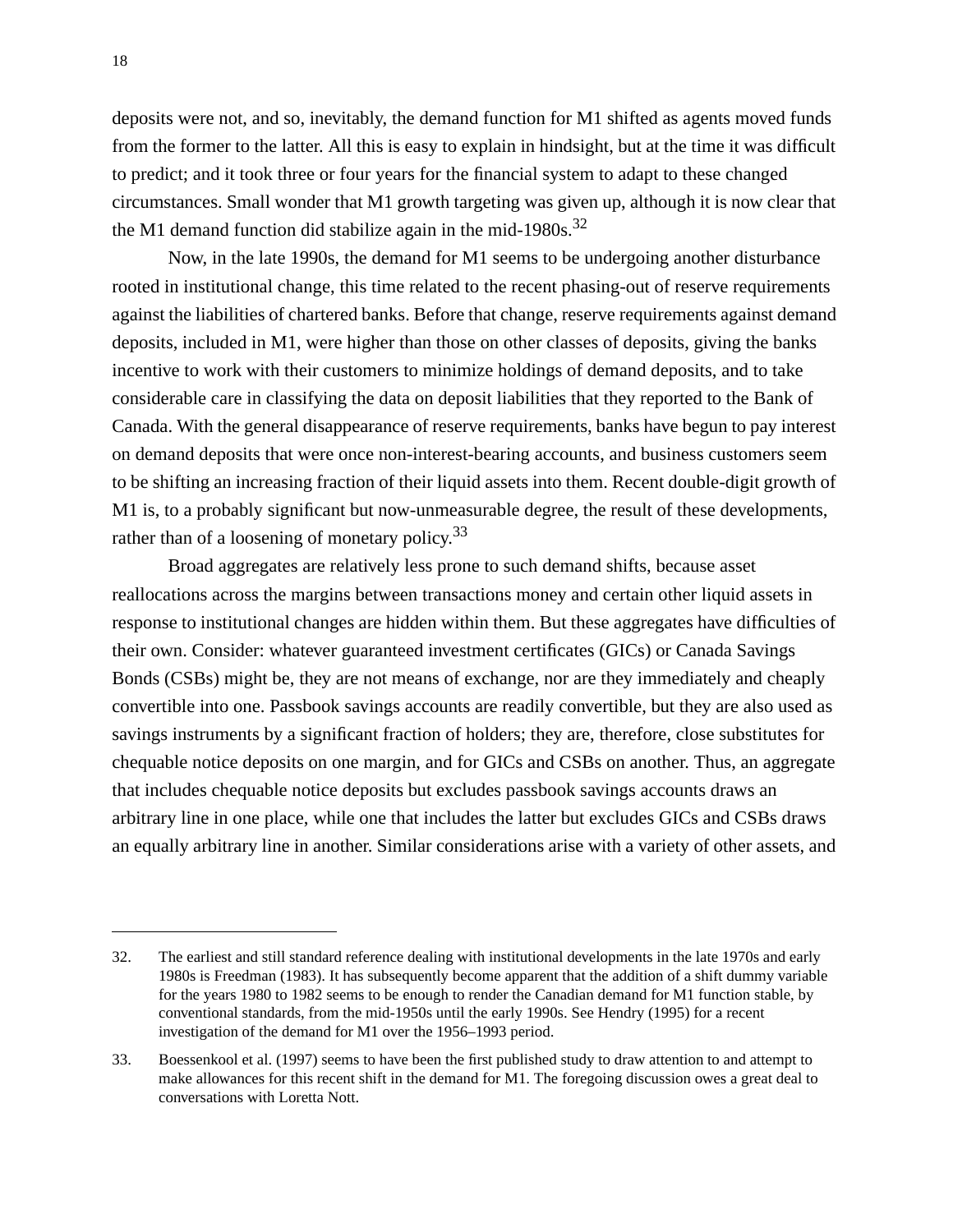deposits were not, and so, inevitably, the demand function for M1 shifted as agents moved funds from the former to the latter. All this is easy to explain in hindsight, but at the time it was difficult to predict; and it took three or four years for the financial system to adapt to these changed circumstances. Small wonder that M1 growth targeting was given up, although it is now clear that the M1 demand function did stabilize again in the mid-1980s.[32]

Now, in the late 1990s, the demand for M1 seems to be undergoing another disturbance rooted in institutional change, this time related to the recent phasing-out of reserve requirements against the liabilities of chartered banks. Before that change, reserve requirements against demand deposits, included in M1, were higher than those on other classes of deposits, giving the banks incentive to work with their customers to minimize holdings of demand deposits, and to take considerable care in classifying the data on deposit liabilities that they reported to the Bank of Canada. With the general disappearance of reserve requirements, banks have begun to pay interest on demand deposits that were once non-interest-bearing accounts, and business customers seem to be shifting an increasing fraction of their liquid assets into them. Recent double-digit growth of M1 is, to a probably significant but now-unmeasurable degree, the result of these developments, rather than of a loosening of monetary policy.[33]

Broad aggregates are relatively less prone to such demand shifts, because asset reallocations across the margins between transactions money and certain other liquid assets in response to institutional changes are hidden within them. But these aggregates have difficulties of their own. Consider: whatever guaranteed investment certificates (GICs) or Canada Savings Bonds (CSBs) might be, they are not means of exchange, nor are they immediately and cheaply convertible into one. Passbook savings accounts are readily convertible, but they are also used as savings instruments by a significant fraction of holders; they are, therefore, close substitutes for chequable notice deposits on one margin, and for GICs and CSBs on another. Thus, an aggregate that includes chequable notice deposits but excludes passbook savings accounts draws an arbitrary line in one place, while one that includes the latter but excludes GICs and CSBs draws an equally arbitrary line in another. Similar considerations arise with a variety of other assets, and

---

32. The earliest and still standard reference dealing with institutional developments in the late 1970s and early 1980s is Freedman (1983). It has subsequently become apparent that the addition of a shift dummy variable for the years 1980 to 1982 seems to be enough to render the Canadian demand for M1 function stable, by conventional standards, from the mid-1950s until the early 1990s. See Hendry (1995) for a recent investigation of the demand for M1 over the 1956–1993 period.

33. Boessenkool et al. (1997) seems to have been the first published study to draw attention to and attempt to make allowances for this recent shift in the demand for M1. The foregoing discussion owes a great deal to conversations with Loretta Nott.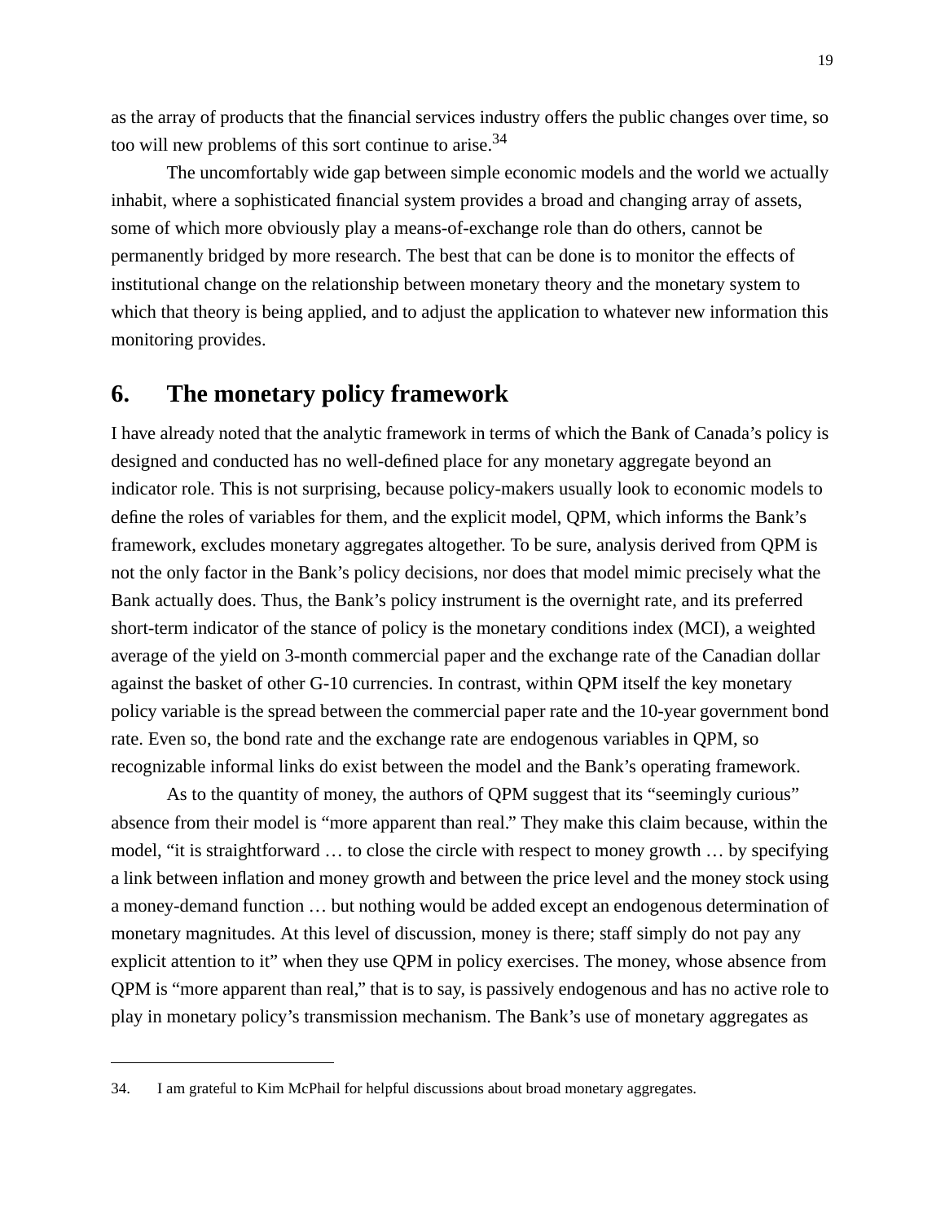as the array of products that the financial services industry offers the public changes over time, so too will new problems of this sort continue to arise.[34]

The uncomfortably wide gap between simple economic models and the world we actually inhabit, where a sophisticated financial system provides a broad and changing array of assets, some of which more obviously play a means-of-exchange role than do others, cannot be permanently bridged by more research. The best that can be done is to monitor the effects of institutional change on the relationship between monetary theory and the monetary system to which that theory is being applied, and to adjust the application to whatever new information this monitoring provides.

## 6. The monetary policy framework

I have already noted that the analytic framework in terms of which the Bank of Canada's policy is designed and conducted has no well-defined place for any monetary aggregate beyond an indicator role. This is not surprising, because policy-makers usually look to economic models to define the roles of variables for them, and the explicit model, QPM, which informs the Bank's framework, excludes monetary aggregates altogether. To be sure, analysis derived from QPM is not the only factor in the Bank's policy decisions, nor does that model mimic precisely what the Bank actually does. Thus, the Bank's policy instrument is the overnight rate, and its preferred short-term indicator of the stance of policy is the monetary conditions index (MCI), a weighted average of the yield on 3-month commercial paper and the exchange rate of the Canadian dollar against the basket of other G-10 currencies. In contrast, within QPM itself the key monetary policy variable is the spread between the commercial paper rate and the 10-year government bond rate. Even so, the bond rate and the exchange rate are endogenous variables in QPM, so recognizable informal links do exist between the model and the Bank's operating framework.

As to the quantity of money, the authors of QPM suggest that its "seemingly curious" absence from their model is "more apparent than real." They make this claim because, within the model, "it is straightforward … to close the circle with respect to money growth … by specifying a link between inflation and money growth and between the price level and the money stock using a money-demand function … but nothing would be added except an endogenous determination of monetary magnitudes. At this level of discussion, money is there; staff simply do not pay any explicit attention to it" when they use QPM in policy exercises. The money, whose absence from QPM is "more apparent than real," that is to say, is passively endogenous and has no active role to play in monetary policy's transmission mechanism. The Bank's use of monetary aggregates as

34. I am grateful to Kim McPhail for helpful discussions about broad monetary aggregates.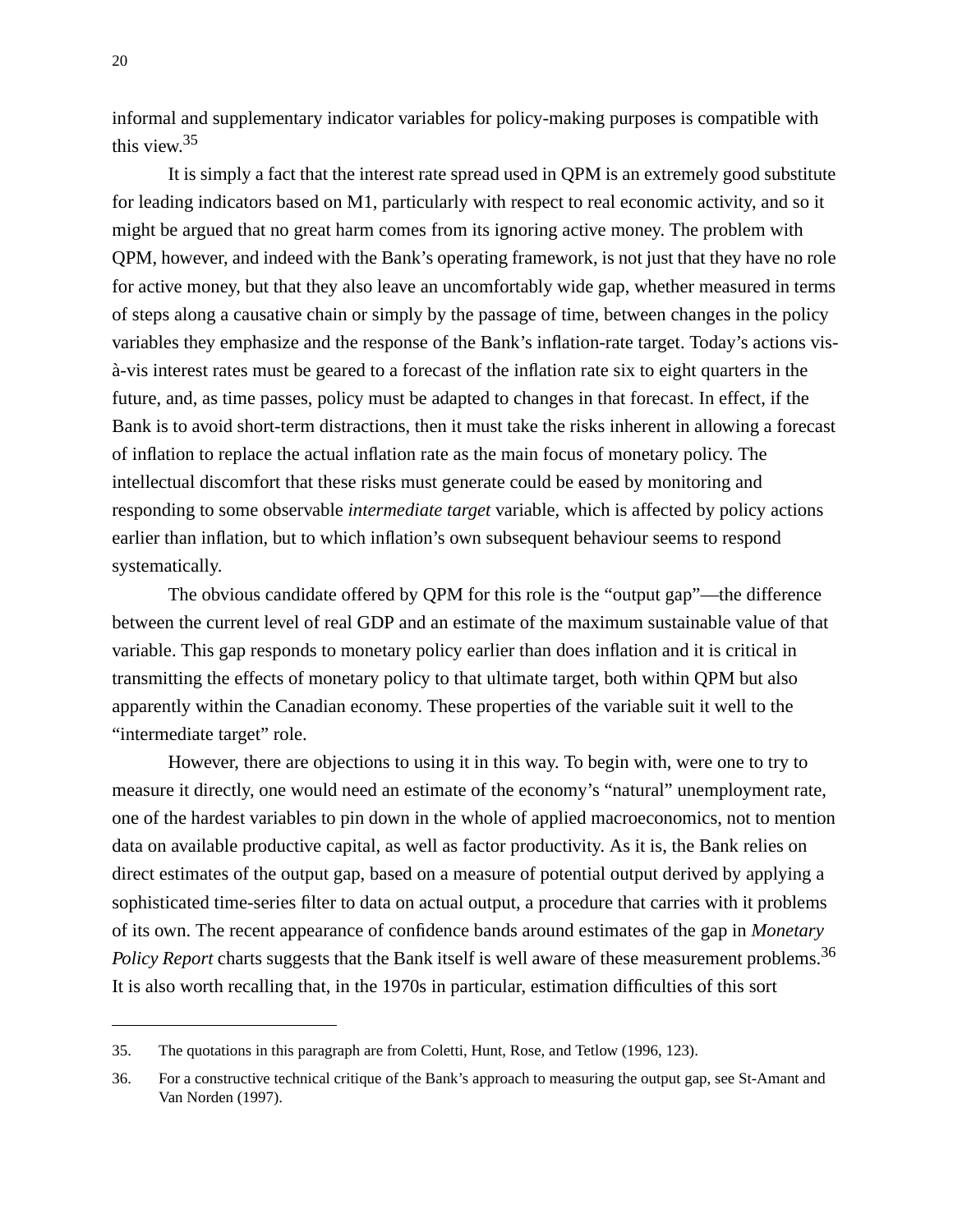informal and supplementary indicator variables for policy-making purposes is compatible with this view.[35]

It is simply a fact that the interest rate spread used in QPM is an extremely good substitute for leading indicators based on M1, particularly with respect to real economic activity, and so it might be argued that no great harm comes from its ignoring active money. The problem with QPM, however, and indeed with the Bank's operating framework, is not just that they have no role for active money, but that they also leave an uncomfortably wide gap, whether measured in terms of steps along a causative chain or simply by the passage of time, between changes in the policy variables they emphasize and the response of the Bank's inflation-rate target. Today's actions vis-à-vis interest rates must be geared to a forecast of the inflation rate six to eight quarters in the future, and, as time passes, policy must be adapted to changes in that forecast. In effect, if the Bank is to avoid short-term distractions, then it must take the risks inherent in allowing a forecast of inflation to replace the actual inflation rate as the main focus of monetary policy. The intellectual discomfort that these risks must generate could be eased by monitoring and responding to some observable *intermediate target* variable, which is affected by policy actions earlier than inflation, but to which inflation's own subsequent behaviour seems to respond systematically.

The obvious candidate offered by QPM for this role is the "output gap"—the difference between the current level of real GDP and an estimate of the maximum sustainable value of that variable. This gap responds to monetary policy earlier than does inflation and it is critical in transmitting the effects of monetary policy to that ultimate target, both within QPM but also apparently within the Canadian economy. These properties of the variable suit it well to the "intermediate target" role.

However, there are objections to using it in this way. To begin with, were one to try to measure it directly, one would need an estimate of the economy's "natural" unemployment rate, one of the hardest variables to pin down in the whole of applied macroeconomics, not to mention data on available productive capital, as well as factor productivity. As it is, the Bank relies on direct estimates of the output gap, based on a measure of potential output derived by applying a sophisticated time-series filter to data on actual output, a procedure that carries with it problems of its own. The recent appearance of confidence bands around estimates of the gap in *Monetary Policy Report* charts suggests that the Bank itself is well aware of these measurement problems.[36] It is also worth recalling that, in the 1970s in particular, estimation difficulties of this sort

---

35. The quotations in this paragraph are from Coletti, Hunt, Rose, and Tetlow (1996, 123).

36. For a constructive technical critique of the Bank's approach to measuring the output gap, see St-Amant and Van Norden (1997).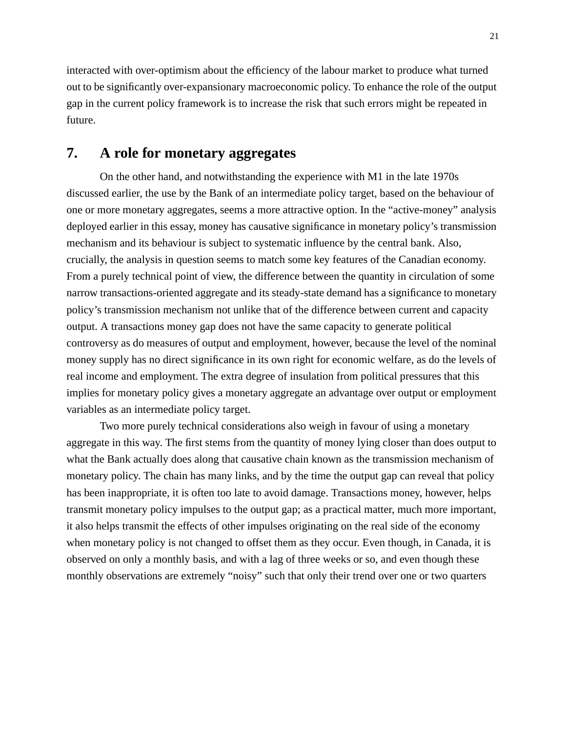interacted with over-optimism about the efficiency of the labour market to produce what turned out to be significantly over-expansionary macroeconomic policy. To enhance the role of the output gap in the current policy framework is to increase the risk that such errors might be repeated in future.

## 7. A role for monetary aggregates

On the other hand, and notwithstanding the experience with M1 in the late 1970s discussed earlier, the use by the Bank of an intermediate policy target, based on the behaviour of one or more monetary aggregates, seems a more attractive option. In the "active-money" analysis deployed earlier in this essay, money has causative significance in monetary policy's transmission mechanism and its behaviour is subject to systematic influence by the central bank. Also, crucially, the analysis in question seems to match some key features of the Canadian economy. From a purely technical point of view, the difference between the quantity in circulation of some narrow transactions-oriented aggregate and its steady-state demand has a significance to monetary policy's transmission mechanism not unlike that of the difference between current and capacity output. A transactions money gap does not have the same capacity to generate political controversy as do measures of output and employment, however, because the level of the nominal money supply has no direct significance in its own right for economic welfare, as do the levels of real income and employment. The extra degree of insulation from political pressures that this implies for monetary policy gives a monetary aggregate an advantage over output or employment variables as an intermediate policy target.

Two more purely technical considerations also weigh in favour of using a monetary aggregate in this way. The first stems from the quantity of money lying closer than does output to what the Bank actually does along that causative chain known as the transmission mechanism of monetary policy. The chain has many links, and by the time the output gap can reveal that policy has been inappropriate, it is often too late to avoid damage. Transactions money, however, helps transmit monetary policy impulses to the output gap; as a practical matter, much more important, it also helps transmit the effects of other impulses originating on the real side of the economy when monetary policy is not changed to offset them as they occur. Even though, in Canada, it is observed on only a monthly basis, and with a lag of three weeks or so, and even though these monthly observations are extremely "noisy" such that only their trend over one or two quarters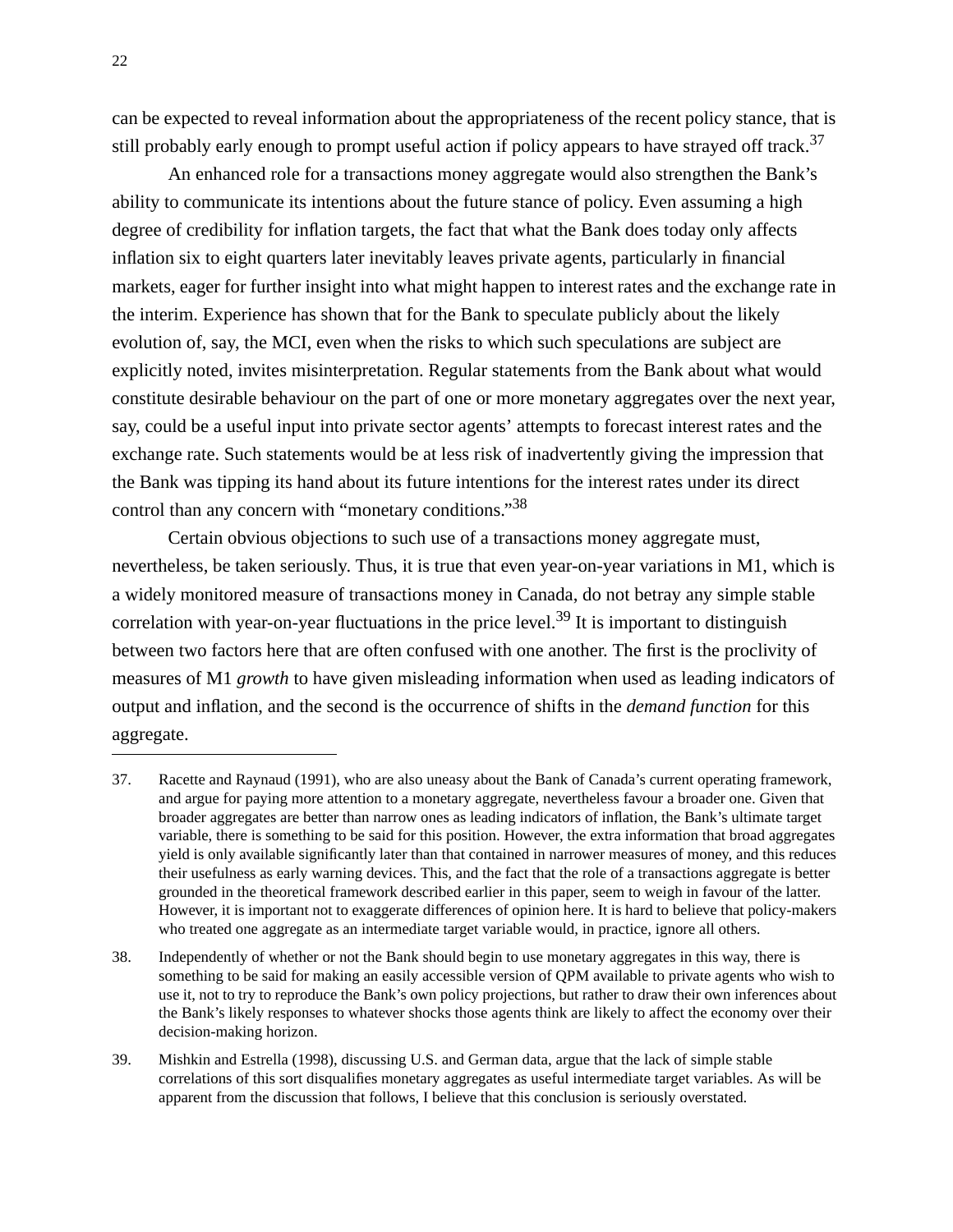can be expected to reveal information about the appropriateness of the recent policy stance, that is still probably early enough to prompt useful action if policy appears to have strayed off track.[37]

An enhanced role for a transactions money aggregate would also strengthen the Bank's ability to communicate its intentions about the future stance of policy. Even assuming a high degree of credibility for inflation targets, the fact that what the Bank does today only affects inflation six to eight quarters later inevitably leaves private agents, particularly in financial markets, eager for further insight into what might happen to interest rates and the exchange rate in the interim. Experience has shown that for the Bank to speculate publicly about the likely evolution of, say, the MCI, even when the risks to which such speculations are subject are explicitly noted, invites misinterpretation. Regular statements from the Bank about what would constitute desirable behaviour on the part of one or more monetary aggregates over the next year, say, could be a useful input into private sector agents' attempts to forecast interest rates and the exchange rate. Such statements would be at less risk of inadvertently giving the impression that the Bank was tipping its hand about its future intentions for the interest rates under its direct control than any concern with "monetary conditions."[38]

Certain obvious objections to such use of a transactions money aggregate must, nevertheless, be taken seriously. Thus, it is true that even year-on-year variations in M1, which is a widely monitored measure of transactions money in Canada, do not betray any simple stable correlation with year-on-year fluctuations in the price level.[39] It is important to distinguish between two factors here that are often confused with one another. The first is the proclivity of measures of M1 *growth* to have given misleading information when used as leading indicators of output and inflation, and the second is the occurrence of shifts in the *demand function* for this aggregate.

---

37. Racette and Raynaud (1991), who are also uneasy about the Bank of Canada's current operating framework, and argue for paying more attention to a monetary aggregate, nevertheless favour a broader one. Given that broader aggregates are better than narrow ones as leading indicators of inflation, the Bank's ultimate target variable, there is something to be said for this position. However, the extra information that broad aggregates yield is only available significantly later than that contained in narrower measures of money, and this reduces their usefulness as early warning devices. This, and the fact that the role of a transactions aggregate is better grounded in the theoretical framework described earlier in this paper, seem to weigh in favour of the latter. However, it is important not to exaggerate differences of opinion here. It is hard to believe that policy-makers who treated one aggregate as an intermediate target variable would, in practice, ignore all others.

38. Independently of whether or not the Bank should begin to use monetary aggregates in this way, there is something to be said for making an easily accessible version of QPM available to private agents who wish to use it, not to try to reproduce the Bank's own policy projections, but rather to draw their own inferences about the Bank's likely responses to whatever shocks those agents think are likely to affect the economy over their decision-making horizon.

39. Mishkin and Estrella (1998), discussing U.S. and German data, argue that the lack of simple stable correlations of this sort disqualifies monetary aggregates as useful intermediate target variables. As will be apparent from the discussion that follows, I believe that this conclusion is seriously overstated.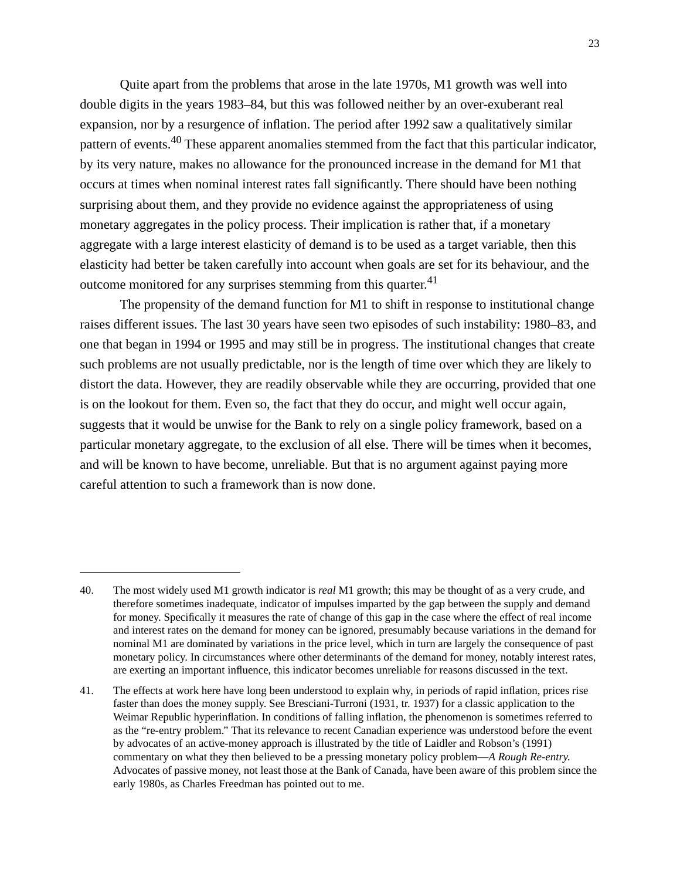Quite apart from the problems that arose in the late 1970s, M1 growth was well into double digits in the years 1983–84, but this was followed neither by an over-exuberant real expansion, nor by a resurgence of inflation. The period after 1992 saw a qualitatively similar pattern of events.[40] These apparent anomalies stemmed from the fact that this particular indicator, by its very nature, makes no allowance for the pronounced increase in the demand for M1 that occurs at times when nominal interest rates fall significantly. There should have been nothing surprising about them, and they provide no evidence against the appropriateness of using monetary aggregates in the policy process. Their implication is rather that, if a monetary aggregate with a large interest elasticity of demand is to be used as a target variable, then this elasticity had better be taken carefully into account when goals are set for its behaviour, and the outcome monitored for any surprises stemming from this quarter.[41]

The propensity of the demand function for M1 to shift in response to institutional change raises different issues. The last 30 years have seen two episodes of such instability: 1980–83, and one that began in 1994 or 1995 and may still be in progress. The institutional changes that create such problems are not usually predictable, nor is the length of time over which they are likely to distort the data. However, they are readily observable while they are occurring, provided that one is on the lookout for them. Even so, the fact that they do occur, and might well occur again, suggests that it would be unwise for the Bank to rely on a single policy framework, based on a particular monetary aggregate, to the exclusion of all else. There will be times when it becomes, and will be known to have become, unreliable. But that is no argument against paying more careful attention to such a framework than is now done.

---

40. The most widely used M1 growth indicator is *real* M1 growth; this may be thought of as a very crude, and therefore sometimes inadequate, indicator of impulses imparted by the gap between the supply and demand for money. Specifically it measures the rate of change of this gap in the case where the effect of real income and interest rates on the demand for money can be ignored, presumably because variations in the demand for nominal M1 are dominated by variations in the price level, which in turn are largely the consequence of past monetary policy. In circumstances where other determinants of the demand for money, notably interest rates, are exerting an important influence, this indicator becomes unreliable for reasons discussed in the text.

41. The effects at work here have long been understood to explain why, in periods of rapid inflation, prices rise faster than does the money supply. See Bresciani-Turroni (1931, tr. 1937) for a classic application to the Weimar Republic hyperinflation. In conditions of falling inflation, the phenomenon is sometimes referred to as the "re-entry problem." That its relevance to recent Canadian experience was understood before the event by advocates of an active-money approach is illustrated by the title of Laidler and Robson's (1991) commentary on what they then believed to be a pressing monetary policy problem—*A Rough Re-entry.* Advocates of passive money, not least those at the Bank of Canada, have been aware of this problem since the early 1980s, as Charles Freedman has pointed out to me.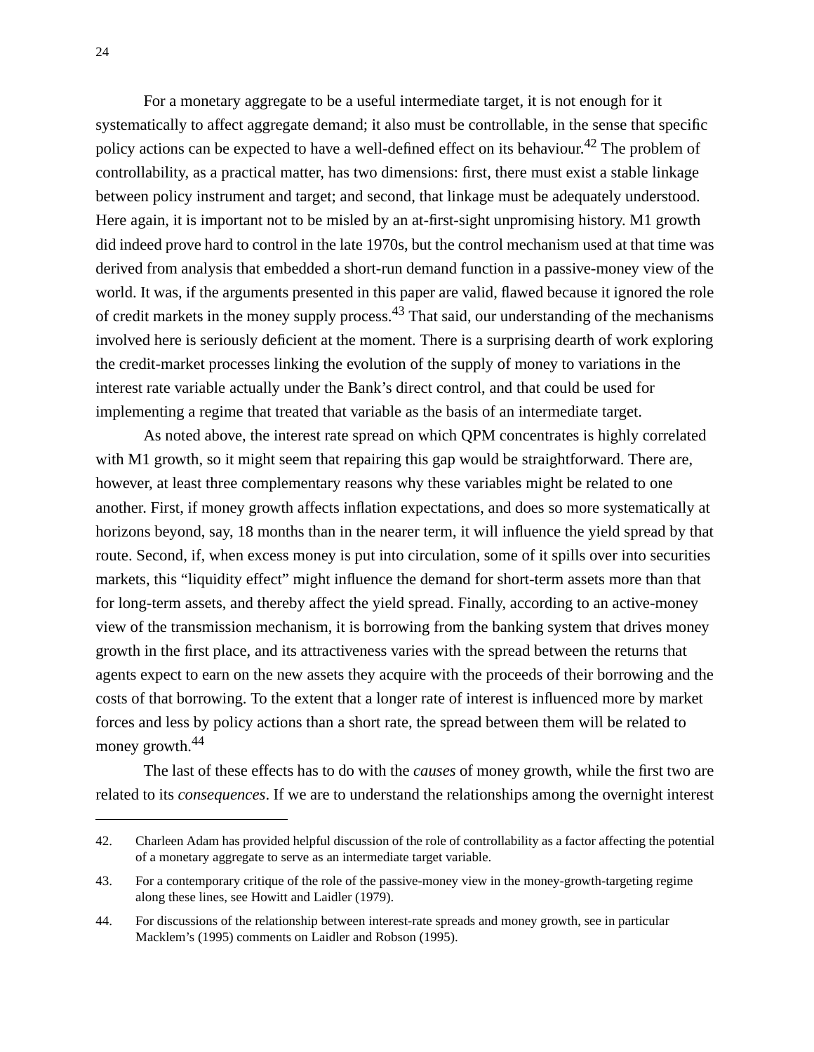For a monetary aggregate to be a useful intermediate target, it is not enough for it systematically to affect aggregate demand; it also must be controllable, in the sense that specific policy actions can be expected to have a well-defined effect on its behaviour.[42] The problem of controllability, as a practical matter, has two dimensions: first, there must exist a stable linkage between policy instrument and target; and second, that linkage must be adequately understood. Here again, it is important not to be misled by an at-first-sight unpromising history. M1 growth did indeed prove hard to control in the late 1970s, but the control mechanism used at that time was derived from analysis that embedded a short-run demand function in a passive-money view of the world. It was, if the arguments presented in this paper are valid, flawed because it ignored the role of credit markets in the money supply process.[43] That said, our understanding of the mechanisms involved here is seriously deficient at the moment. There is a surprising dearth of work exploring the credit-market processes linking the evolution of the supply of money to variations in the interest rate variable actually under the Bank's direct control, and that could be used for implementing a regime that treated that variable as the basis of an intermediate target.

As noted above, the interest rate spread on which QPM concentrates is highly correlated with M1 growth, so it might seem that repairing this gap would be straightforward. There are, however, at least three complementary reasons why these variables might be related to one another. First, if money growth affects inflation expectations, and does so more systematically at horizons beyond, say, 18 months than in the nearer term, it will influence the yield spread by that route. Second, if, when excess money is put into circulation, some of it spills over into securities markets, this "liquidity effect" might influence the demand for short-term assets more than that for long-term assets, and thereby affect the yield spread. Finally, according to an active-money view of the transmission mechanism, it is borrowing from the banking system that drives money growth in the first place, and its attractiveness varies with the spread between the returns that agents expect to earn on the new assets they acquire with the proceeds of their borrowing and the costs of that borrowing. To the extent that a longer rate of interest is influenced more by market forces and less by policy actions than a short rate, the spread between them will be related to money growth.[44]

The last of these effects has to do with the *causes* of money growth, while the first two are related to its *consequences*. If we are to understand the relationships among the overnight interest

---

42. Charleen Adam has provided helpful discussion of the role of controllability as a factor affecting the potential of a monetary aggregate to serve as an intermediate target variable.

43. For a contemporary critique of the role of the passive-money view in the money-growth-targeting regime along these lines, see Howitt and Laidler (1979).

44. For discussions of the relationship between interest-rate spreads and money growth, see in particular Macklem's (1995) comments on Laidler and Robson (1995).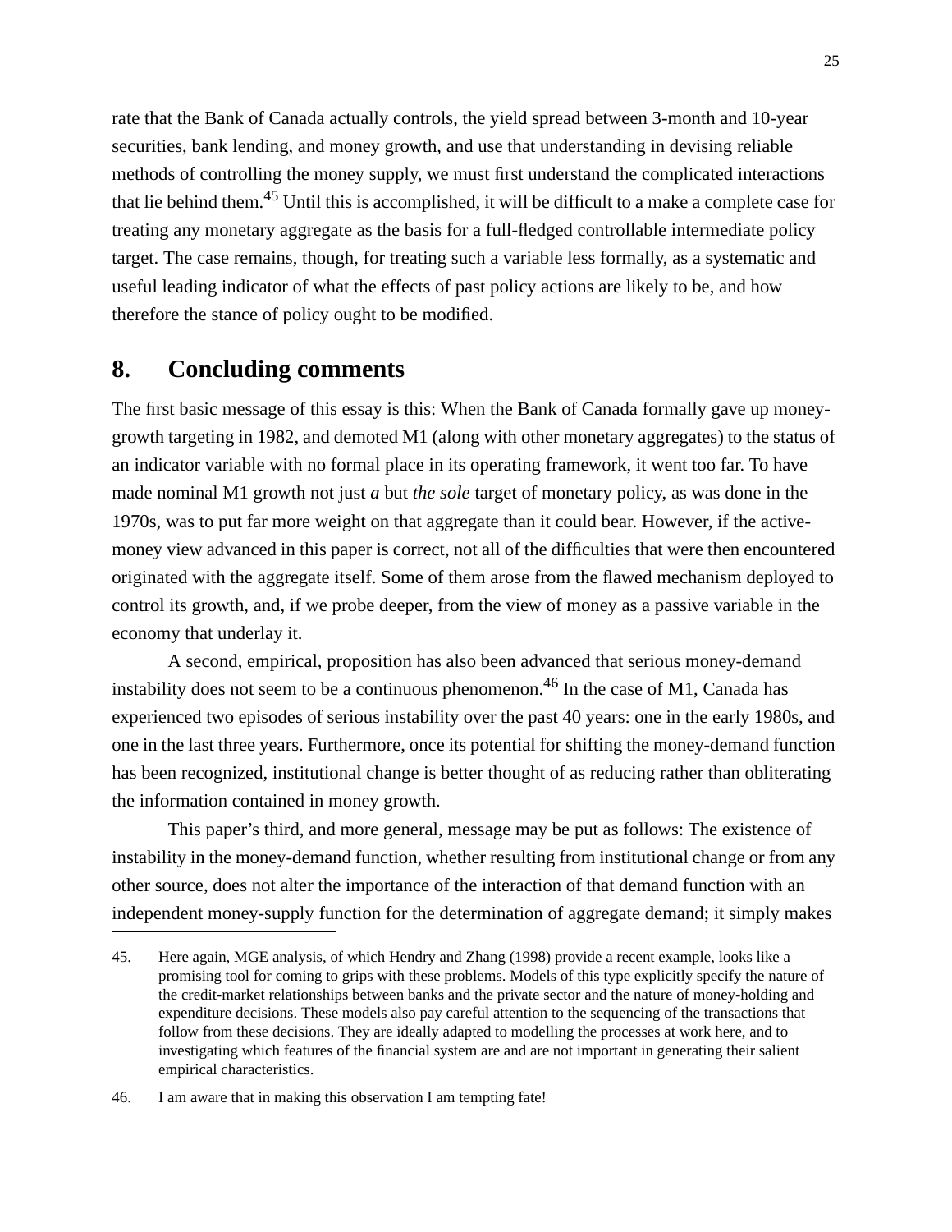rate that the Bank of Canada actually controls, the yield spread between 3-month and 10-year securities, bank lending, and money growth, and use that understanding in devising reliable methods of controlling the money supply, we must first understand the complicated interactions that lie behind them.[45] Until this is accomplished, it will be difficult to a make a complete case for treating any monetary aggregate as the basis for a full-fledged controllable intermediate policy target. The case remains, though, for treating such a variable less formally, as a systematic and useful leading indicator of what the effects of past policy actions are likely to be, and how therefore the stance of policy ought to be modified.

## 8. Concluding comments

The first basic message of this essay is this: When the Bank of Canada formally gave up money-growth targeting in 1982, and demoted M1 (along with other monetary aggregates) to the status of an indicator variable with no formal place in its operating framework, it went too far. To have made nominal M1 growth not just *a* but *the sole* target of monetary policy, as was done in the 1970s, was to put far more weight on that aggregate than it could bear. However, if the active-money view advanced in this paper is correct, not all of the difficulties that were then encountered originated with the aggregate itself. Some of them arose from the flawed mechanism deployed to control its growth, and, if we probe deeper, from the view of money as a passive variable in the economy that underlay it.

A second, empirical, proposition has also been advanced that serious money-demand instability does not seem to be a continuous phenomenon.[46] In the case of M1, Canada has experienced two episodes of serious instability over the past 40 years: one in the early 1980s, and one in the last three years. Furthermore, once its potential for shifting the money-demand function has been recognized, institutional change is better thought of as reducing rather than obliterating the information contained in money growth.

This paper's third, and more general, message may be put as follows: The existence of instability in the money-demand function, whether resulting from institutional change or from any other source, does not alter the importance of the interaction of that demand function with an independent money-supply function for the determination of aggregate demand; it simply makes

45. Here again, MGE analysis, of which Hendry and Zhang (1998) provide a recent example, looks like a promising tool for coming to grips with these problems. Models of this type explicitly specify the nature of the credit-market relationships between banks and the private sector and the nature of money-holding and expenditure decisions. These models also pay careful attention to the sequencing of the transactions that follow from these decisions. They are ideally adapted to modelling the processes at work here, and to investigating which features of the financial system are and are not important in generating their salient empirical characteristics.

46. I am aware that in making this observation I am tempting fate!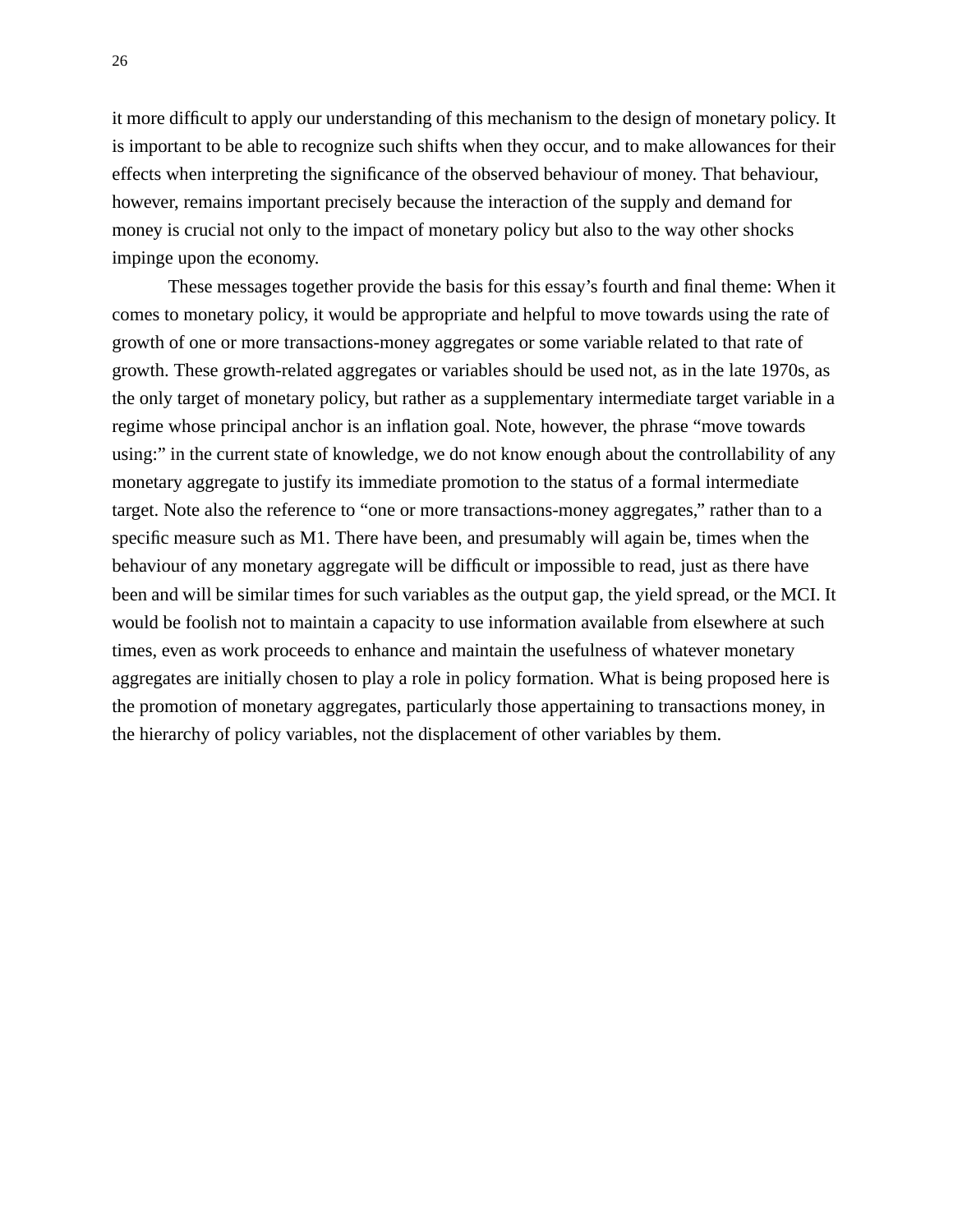it more difficult to apply our understanding of this mechanism to the design of monetary policy. It is important to be able to recognize such shifts when they occur, and to make allowances for their effects when interpreting the significance of the observed behaviour of money. That behaviour, however, remains important precisely because the interaction of the supply and demand for money is crucial not only to the impact of monetary policy but also to the way other shocks impinge upon the economy.

These messages together provide the basis for this essay's fourth and final theme: When it comes to monetary policy, it would be appropriate and helpful to move towards using the rate of growth of one or more transactions-money aggregates or some variable related to that rate of growth. These growth-related aggregates or variables should be used not, as in the late 1970s, as the only target of monetary policy, but rather as a supplementary intermediate target variable in a regime whose principal anchor is an inflation goal. Note, however, the phrase "move towards using:" in the current state of knowledge, we do not know enough about the controllability of any monetary aggregate to justify its immediate promotion to the status of a formal intermediate target. Note also the reference to "one or more transactions-money aggregates," rather than to a specific measure such as M1. There have been, and presumably will again be, times when the behaviour of any monetary aggregate will be difficult or impossible to read, just as there have been and will be similar times for such variables as the output gap, the yield spread, or the MCI. It would be foolish not to maintain a capacity to use information available from elsewhere at such times, even as work proceeds to enhance and maintain the usefulness of whatever monetary aggregates are initially chosen to play a role in policy formation. What is being proposed here is the promotion of monetary aggregates, particularly those appertaining to transactions money, in the hierarchy of policy variables, not the displacement of other variables by them.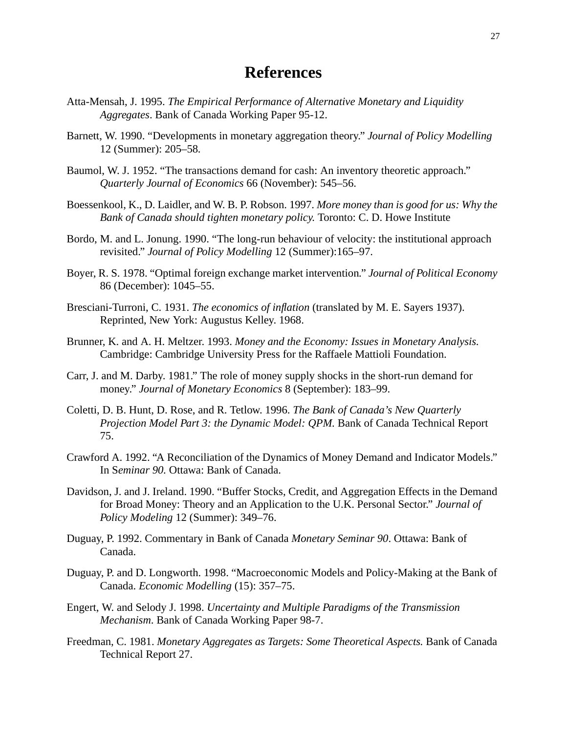# References

Atta-Mensah, J. 1995. *The Empirical Performance of Alternative Monetary and Liquidity Aggregates*. Bank of Canada Working Paper 95-12.

Barnett, W. 1990. "Developments in monetary aggregation theory." *Journal of Policy Modelling* 12 (Summer): 205–58.

Baumol, W. J. 1952. "The transactions demand for cash: An inventory theoretic approach." *Quarterly Journal of Economics* 66 (November): 545–56.

Boessenkool, K., D. Laidler, and W. B. P. Robson. 1997. *More money than is good for us: Why the Bank of Canada should tighten monetary policy.* Toronto: C. D. Howe Institute

Bordo, M. and L. Jonung. 1990. "The long-run behaviour of velocity: the institutional approach revisited." *Journal of Policy Modelling* 12 (Summer):165–97.

Boyer, R. S. 1978. "Optimal foreign exchange market intervention." *Journal of Political Economy* 86 (December): 1045–55.

Bresciani-Turroni, C. 1931. *The economics of inflation* (translated by M. E. Sayers 1937). Reprinted, New York: Augustus Kelley. 1968.

Brunner, K. and A. H. Meltzer. 1993. *Money and the Economy: Issues in Monetary Analysis.* Cambridge: Cambridge University Press for the Raffaele Mattioli Foundation.

Carr, J. and M. Darby. 1981." The role of money supply shocks in the short-run demand for money." *Journal of Monetary Economics* 8 (September): 183–99.

Coletti, D. B. Hunt, D. Rose, and R. Tetlow. 1996. *The Bank of Canada's New Quarterly Projection Model Part 3: the Dynamic Model: QPM*. Bank of Canada Technical Report 75.

Crawford A. 1992. "A Reconciliation of the Dynamics of Money Demand and Indicator Models." In S*eminar 90.* Ottawa: Bank of Canada.

Davidson, J. and J. Ireland. 1990. "Buffer Stocks, Credit, and Aggregation Effects in the Demand for Broad Money: Theory and an Application to the U.K. Personal Sector." *Journal of Policy Modeling* 12 (Summer): 349–76.

Duguay, P. 1992. Commentary in Bank of Canada *Monetary Seminar 90*. Ottawa: Bank of Canada.

Duguay, P. and D. Longworth. 1998. "Macroeconomic Models and Policy-Making at the Bank of Canada. *Economic Modelling* (15): 357–75.

Engert, W. and Selody J. 1998. *Uncertainty and Multiple Paradigms of the Transmission Mechanism*. Bank of Canada Working Paper 98-7.

Freedman, C. 1981. *Monetary Aggregates as Targets: Some Theoretical Aspects.* Bank of Canada Technical Report 27.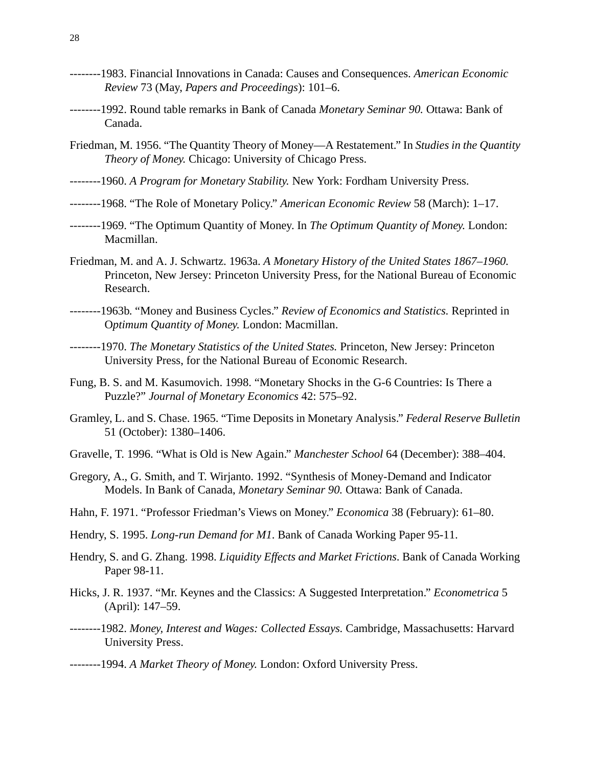--------1983. Financial Innovations in Canada: Causes and Consequences. *American Economic Review* 73 (May, *Papers and Proceedings*): 101–6.

--------1992. Round table remarks in Bank of Canada *Monetary Seminar 90.* Ottawa: Bank of Canada.

Friedman, M. 1956. "The Quantity Theory of Money—A Restatement." In *Studies in the Quantity Theory of Money.* Chicago: University of Chicago Press.

--------1960. *A Program for Monetary Stability.* New York: Fordham University Press.

--------1968. "The Role of Monetary Policy." *American Economic Review* 58 (March): 1–17.

--------1969. "The Optimum Quantity of Money. In *The Optimum Quantity of Money.* London: Macmillan.

Friedman, M. and A. J. Schwartz. 1963a. *A Monetary History of the United States 1867–1960.* Princeton, New Jersey: Princeton University Press, for the National Bureau of Economic Research.

--------1963b. "Money and Business Cycles." *Review of Economics and Statistics.* Reprinted in O*ptimum Quantity of Money.* London: Macmillan.

--------1970. *The Monetary Statistics of the United States.* Princeton, New Jersey: Princeton University Press, for the National Bureau of Economic Research.

Fung, B. S. and M. Kasumovich. 1998. "Monetary Shocks in the G-6 Countries: Is There a Puzzle?" *Journal of Monetary Economics* 42: 575–92.

Gramley, L. and S. Chase. 1965. "Time Deposits in Monetary Analysis." *Federal Reserve Bulletin* 51 (October): 1380–1406.

Gravelle, T. 1996. "What is Old is New Again." *Manchester School* 64 (December): 388–404.

Gregory, A., G. Smith, and T. Wirjanto. 1992. "Synthesis of Money-Demand and Indicator Models. In Bank of Canada, *Monetary Seminar 90.* Ottawa: Bank of Canada.

Hahn, F. 1971. "Professor Friedman's Views on Money." *Economica* 38 (February): 61–80.

Hendry, S. 1995. *Long-run Demand for M1*. Bank of Canada Working Paper 95-11.

Hendry, S. and G. Zhang. 1998. *Liquidity Effects and Market Frictions*. Bank of Canada Working Paper 98-11.

Hicks, J. R. 1937. "Mr. Keynes and the Classics: A Suggested Interpretation." *Econometrica* 5 (April): 147–59.

--------1982. *Money, Interest and Wages: Collected Essays.* Cambridge, Massachusetts: Harvard University Press.

--------1994. *A Market Theory of Money.* London: Oxford University Press.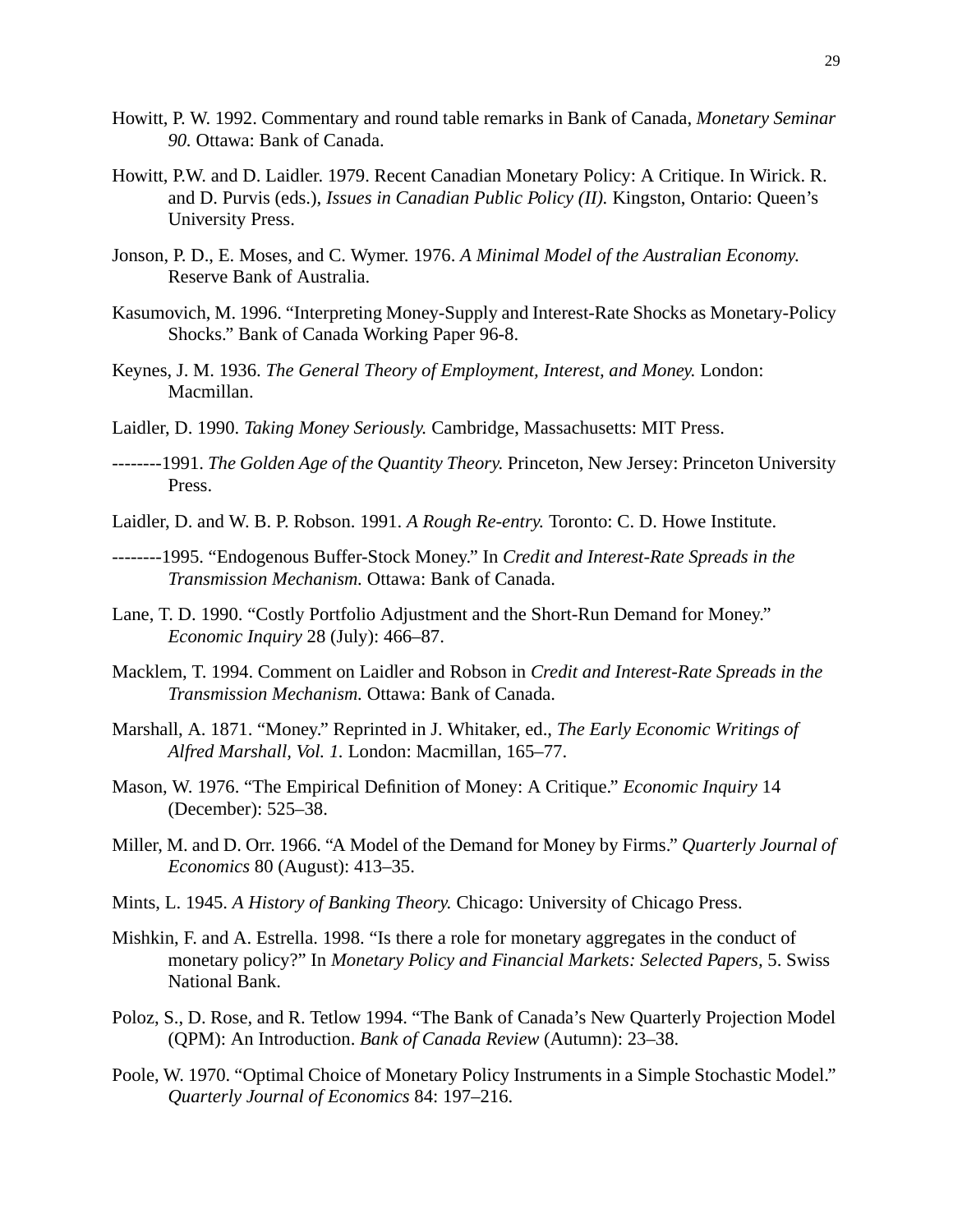Howitt, P. W. 1992. Commentary and round table remarks in Bank of Canada, *Monetary Seminar 90.* Ottawa: Bank of Canada.

Howitt, P.W. and D. Laidler. 1979. Recent Canadian Monetary Policy: A Critique. In Wirick. R. and D. Purvis (eds.), *Issues in Canadian Public Policy (II).* Kingston, Ontario: Queen's University Press.

Jonson, P. D., E. Moses, and C. Wymer. 1976. *A Minimal Model of the Australian Economy.* Reserve Bank of Australia.

Kasumovich, M. 1996. "Interpreting Money-Supply and Interest-Rate Shocks as Monetary-Policy Shocks." Bank of Canada Working Paper 96-8.

Keynes, J. M. 1936. *The General Theory of Employment, Interest, and Money.* London: Macmillan.

Laidler, D. 1990. *Taking Money Seriously.* Cambridge, Massachusetts: MIT Press.

--------1991. *The Golden Age of the Quantity Theory.* Princeton, New Jersey: Princeton University Press.

Laidler, D. and W. B. P. Robson. 1991. *A Rough Re-entry.* Toronto: C. D. Howe Institute.

--------1995. "Endogenous Buffer-Stock Money." In *Credit and Interest-Rate Spreads in the Transmission Mechanism.* Ottawa: Bank of Canada.

Lane, T. D. 1990. "Costly Portfolio Adjustment and the Short-Run Demand for Money." *Economic Inquiry* 28 (July): 466–87.

Macklem, T. 1994. Comment on Laidler and Robson in *Credit and Interest-Rate Spreads in the Transmission Mechanism.* Ottawa: Bank of Canada.

Marshall, A. 1871. "Money." Reprinted in J. Whitaker, ed., *The Early Economic Writings of Alfred Marshall, Vol. 1.* London: Macmillan, 165–77.

Mason, W. 1976. "The Empirical Definition of Money: A Critique." *Economic Inquiry* 14 (December): 525–38.

Miller, M. and D. Orr. 1966. "A Model of the Demand for Money by Firms." *Quarterly Journal of Economics* 80 (August): 413–35.

Mints, L. 1945. *A History of Banking Theory.* Chicago: University of Chicago Press.

Mishkin, F. and A. Estrella. 1998. "Is there a role for monetary aggregates in the conduct of monetary policy?" In *Monetary Policy and Financial Markets: Selected Papers,* 5. Swiss National Bank.

Poloz, S., D. Rose, and R. Tetlow 1994. "The Bank of Canada's New Quarterly Projection Model (QPM): An Introduction. *Bank of Canada Review* (Autumn): 23–38.

Poole, W. 1970. "Optimal Choice of Monetary Policy Instruments in a Simple Stochastic Model." *Quarterly Journal of Economics* 84: 197–216.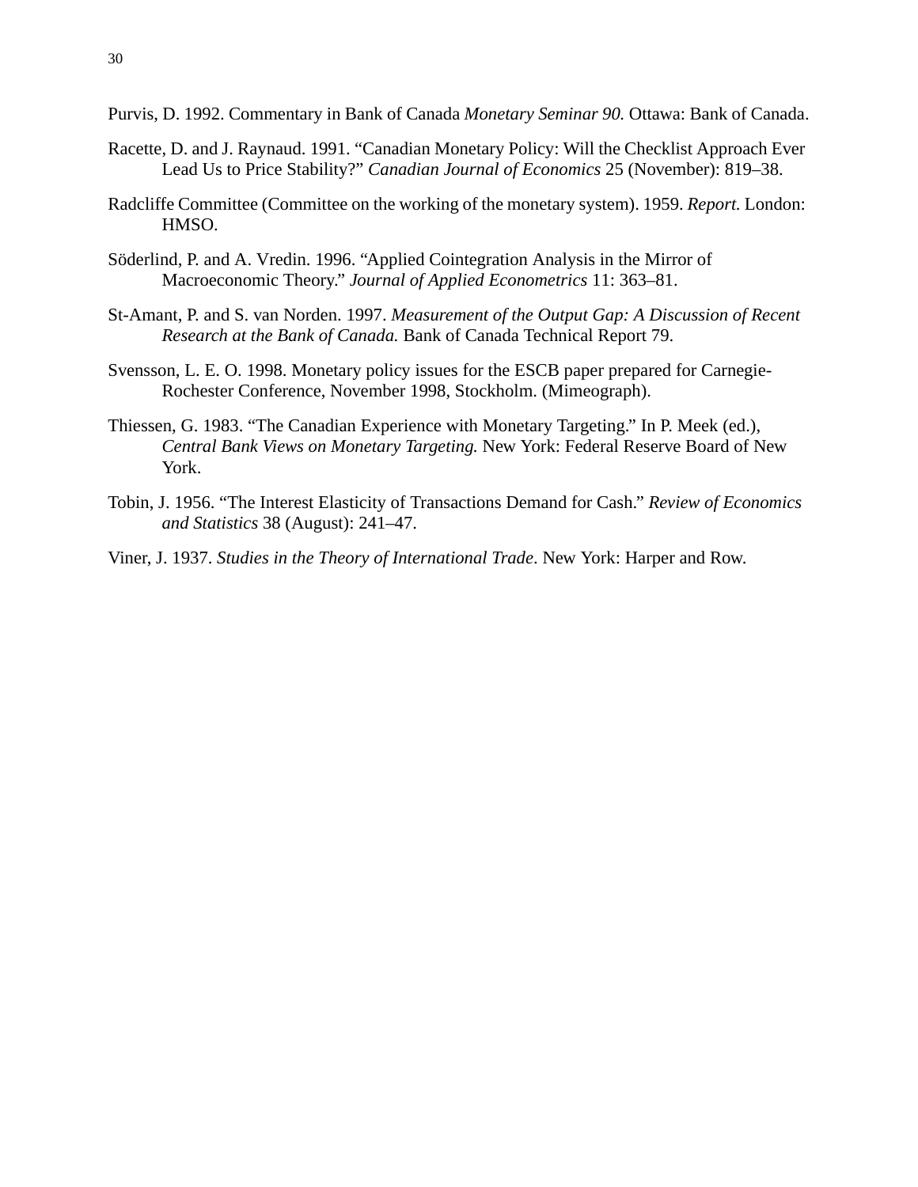Purvis, D. 1992. Commentary in Bank of Canada *Monetary Seminar 90.* Ottawa: Bank of Canada.

Racette, D. and J. Raynaud. 1991. "Canadian Monetary Policy: Will the Checklist Approach Ever Lead Us to Price Stability?" *Canadian Journal of Economics* 25 (November): 819–38.

Radcliffe Committee (Committee on the working of the monetary system). 1959. *Report.* London: HMSO.

Söderlind, P. and A. Vredin. 1996. "Applied Cointegration Analysis in the Mirror of Macroeconomic Theory." *Journal of Applied Econometrics* 11: 363–81.

St-Amant, P. and S. van Norden. 1997. *Measurement of the Output Gap: A Discussion of Recent Research at the Bank of Canada.* Bank of Canada Technical Report 79.

Svensson, L. E. O. 1998. Monetary policy issues for the ESCB paper prepared for Carnegie-Rochester Conference, November 1998, Stockholm. (Mimeograph).

Thiessen, G. 1983. "The Canadian Experience with Monetary Targeting." In P. Meek (ed.), *Central Bank Views on Monetary Targeting.* New York: Federal Reserve Board of New York.

Tobin, J. 1956. "The Interest Elasticity of Transactions Demand for Cash." *Review of Economics and Statistics* 38 (August): 241–47.

Viner, J. 1937. *Studies in the Theory of International Trade*. New York: Harper and Row.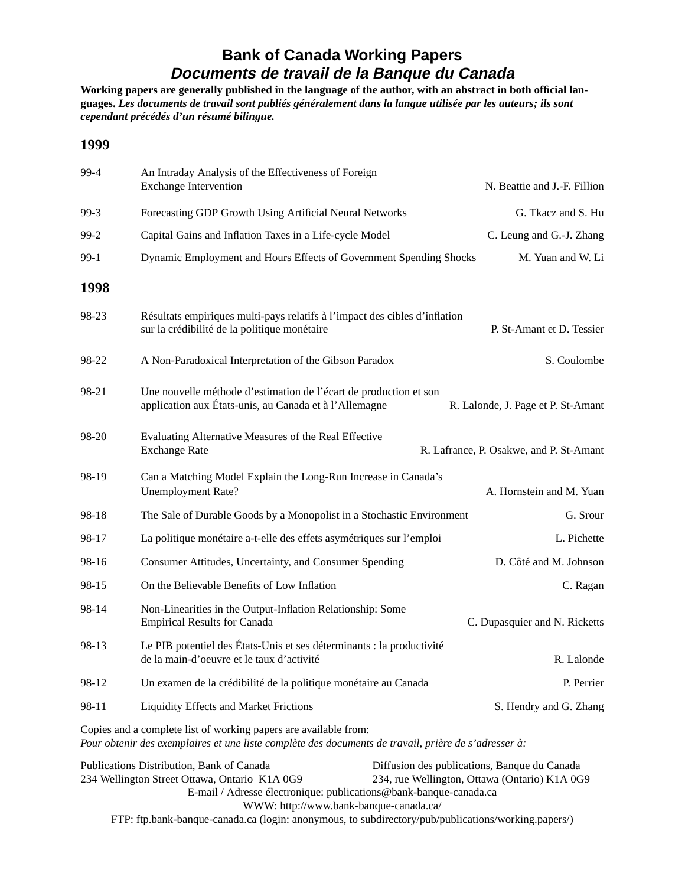# Bank of Canada Working Papers

## *Documents de travail de la Banque du Canada*

**Working papers are generally published in the language of the author, with an abstract in both official languages.** ***Les documents de travail sont publiés généralement dans la langue utilisée par les auteurs; ils sont cependant précédés d'un résumé bilingue.***

### 1999

| | | |
|---|---|---|
| 99-4 | An Intraday Analysis of the Effectiveness of Foreign Exchange Intervention | N. Beattie and J.-F. Fillion |
| 99-3 | Forecasting GDP Growth Using Artificial Neural Networks | G. Tkacz and S. Hu |
| 99-2 | Capital Gains and Inflation Taxes in a Life-cycle Model | C. Leung and G.-J. Zhang |
| 99-1 | Dynamic Employment and Hours Effects of Government Spending Shocks | M. Yuan and W. Li |

### 1998

| | | |
|---|---|---|
| 98-23 | Résultats empiriques multi-pays relatifs à l'impact des cibles d'inflation sur la crédibilité de la politique monétaire | P. St-Amant et D. Tessier |
| 98-22 | A Non-Paradoxical Interpretation of the Gibson Paradox | S. Coulombe |
| 98-21 | Une nouvelle méthode d'estimation de l'écart de production et son application aux États-unis, au Canada et à l'Allemagne | R. Lalonde, J. Page et P. St-Amant |
| 98-20 | Evaluating Alternative Measures of the Real Effective Exchange Rate | R. Lafrance, P. Osakwe, and P. St-Amant |
| 98-19 | Can a Matching Model Explain the Long-Run Increase in Canada's Unemployment Rate? | A. Hornstein and M. Yuan |
| 98-18 | The Sale of Durable Goods by a Monopolist in a Stochastic Environment | G. Srour |
| 98-17 | La politique monétaire a-t-elle des effets asymétriques sur l'emploi | L. Pichette |
| 98-16 | Consumer Attitudes, Uncertainty, and Consumer Spending | D. Côté and M. Johnson |
| 98-15 | On the Believable Benefits of Low Inflation | C. Ragan |
| 98-14 | Non-Linearities in the Output-Inflation Relationship: Some Empirical Results for Canada | C. Dupasquier and N. Ricketts |
| 98-13 | Le PIB potentiel des États-Unis et ses déterminants : la productivité de la main-d'oeuvre et le taux d'activité | R. Lalonde |
| 98-12 | Un examen de la crédibilité de la politique monétaire au Canada | P. Perrier |
| 98-11 | Liquidity Effects and Market Frictions | S. Hendry and G. Zhang |

Copies and a complete list of working papers are available from:
*Pour obtenir des exemplaires et une liste complète des documents de travail, prière de s'adresser à:*

Publications Distribution, Bank of Canada
234 Wellington Street Ottawa, Ontario K1A 0G9

Diffusion des publications, Banque du Canada
234, rue Wellington, Ottawa (Ontario) K1A 0G9

E-mail / Adresse électronique: publications@bank-banque-canada.ca
WWW: http://www.bank-banque-canada.ca/
FTP: ftp.bank-banque-canada.ca (login: anonymous, to subdirectory/pub/publications/working.papers/)